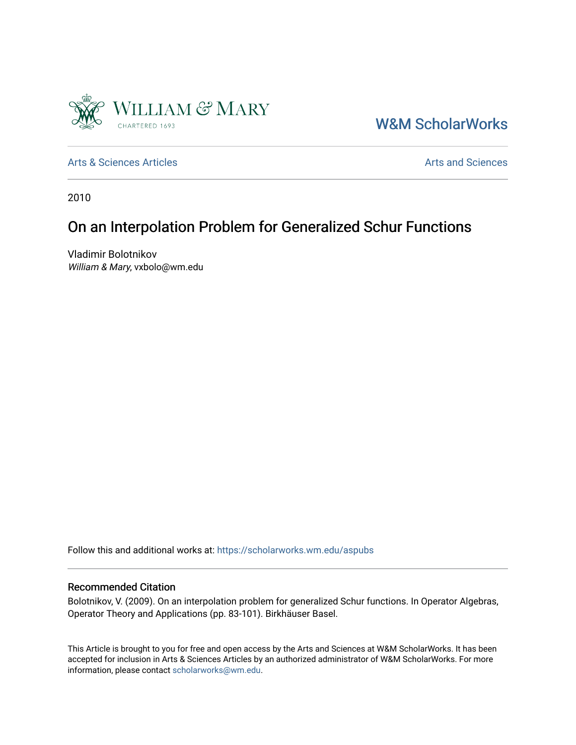William & Mary

CHARTERED 1693

W&M ScholarWorks

Arts & Sciences Articles

Arts and Sciences

2010

# On an Interpolation Problem for Generalized Schur Functions

Vladimir Bolotnikov
*William & Mary*, vxbolo@wm.edu

Follow this and additional works at: https://scholarworks.wm.edu/aspubs

## Recommended Citation

Bolotnikov, V. (2009). On an interpolation problem for generalized Schur functions. In Operator Algebras, Operator Theory and Applications (pp. 83-101). Birkhäuser Basel.

This Article is brought to you for free and open access by the Arts and Sciences at W&M ScholarWorks. It has been accepted for inclusion in Arts & Sciences Articles by an authorized administrator of W&M ScholarWorks. For more information, please contact scholarworks@wm.edu.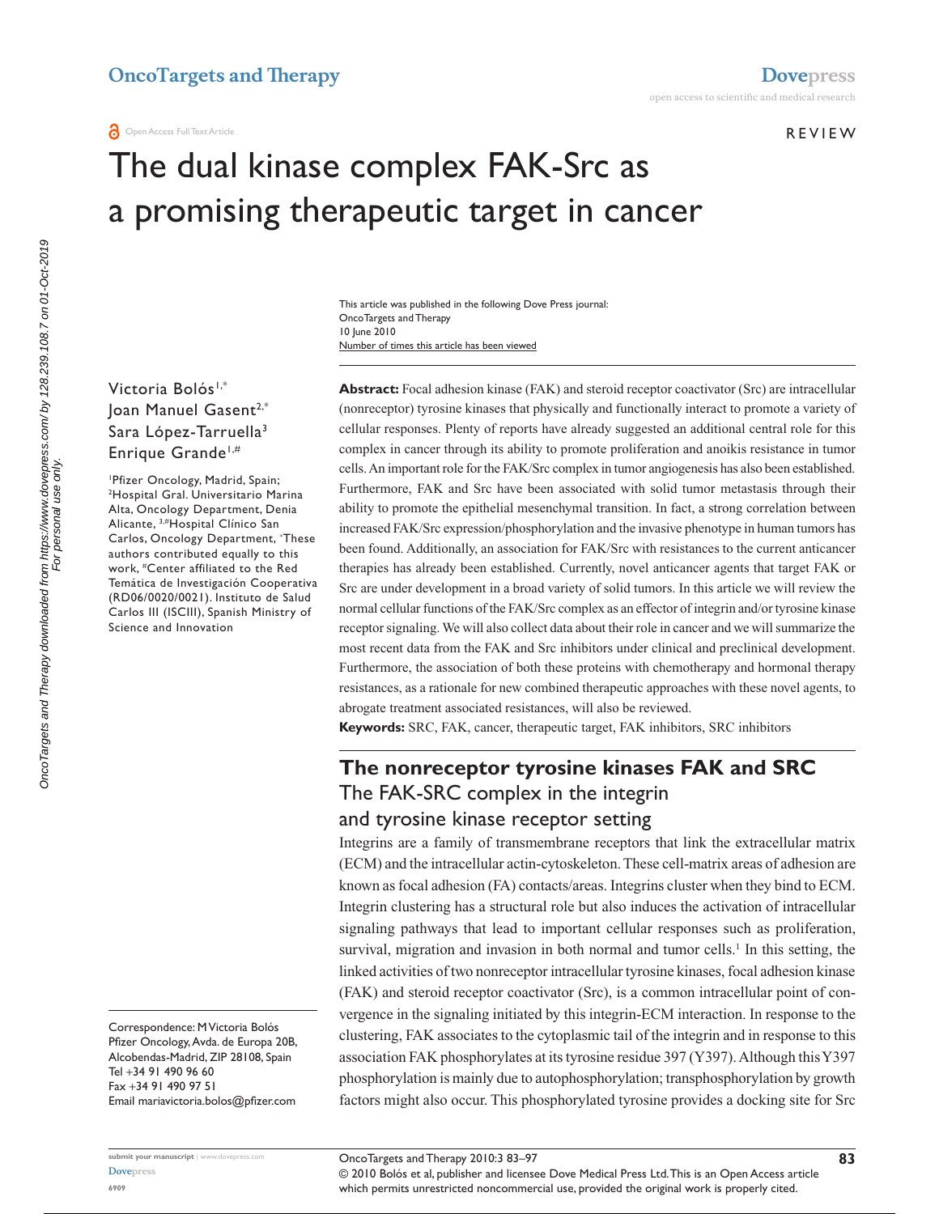OncoTargets and Therapy

Dovepress

open access to scientific and medical research

Open Access Full Text Article

REVIEW

# The dual kinase complex FAK-Src as a promising therapeutic target in cancer

This article was published in the following Dove Press journal:
OncoTargets and Therapy
10 June 2010
Number of times this article has been viewed

Victoria Bolós[1,*]
Joan Manuel Gasent[2,*]
Sara López-Tarruella[3]
Enrique Grande[1,#]

[1]Pfizer Oncology, Madrid, Spain; [2]Hospital Gral. Universitario Marina Alta, Oncology Department, Denia Alicante, [3,#]Hospital Clínico San Carlos, Oncology Department, [*]These authors contributed equally to this work, [#]Center affiliated to the Red Temática de Investigación Cooperativa (RD06/0020/0021). Instituto de Salud Carlos III (ISCIII), Spanish Ministry of Science and Innovation

Correspondence: M Victoria Bolós
Pfizer Oncology, Avda. de Europa 20B, Alcobendas-Madrid, ZIP 28108, Spain
Tel +34 91 490 96 60
Fax +34 91 490 97 51
Email mariavictoria.bolos@pfizer.com

**Abstract:** Focal adhesion kinase (FAK) and steroid receptor coactivator (Src) are intracellular (nonreceptor) tyrosine kinases that physically and functionally interact to promote a variety of cellular responses. Plenty of reports have already suggested an additional central role for this complex in cancer through its ability to promote proliferation and anoikis resistance in tumor cells. An important role for the FAK/Src complex in tumor angiogenesis has also been established. Furthermore, FAK and Src have been associated with solid tumor metastasis through their ability to promote the epithelial mesenchymal transition. In fact, a strong correlation between increased FAK/Src expression/phosphorylation and the invasive phenotype in human tumors has been found. Additionally, an association for FAK/Src with resistances to the current anticancer therapies has already been established. Currently, novel anticancer agents that target FAK or Src are under development in a broad variety of solid tumors. In this article we will review the normal cellular functions of the FAK/Src complex as an effector of integrin and/or tyrosine kinase receptor signaling. We will also collect data about their role in cancer and we will summarize the most recent data from the FAK and Src inhibitors under clinical and preclinical development. Furthermore, the association of both these proteins with chemotherapy and hormonal therapy resistances, as a rationale for new combined therapeutic approaches with these novel agents, to abrogate treatment associated resistances, will also be reviewed.

**Keywords:** SRC, FAK, cancer, therapeutic target, FAK inhibitors, SRC inhibitors

## The nonreceptor tyrosine kinases FAK and SRC

### The FAK-SRC complex in the integrin and tyrosine kinase receptor setting

Integrins are a family of transmembrane receptors that link the extracellular matrix (ECM) and the intracellular actin-cytoskeleton. These cell-matrix areas of adhesion are known as focal adhesion (FA) contacts/areas. Integrins cluster when they bind to ECM. Integrin clustering has a structural role but also induces the activation of intracellular signaling pathways that lead to important cellular responses such as proliferation, survival, migration and invasion in both normal and tumor cells.[1] In this setting, the linked activities of two nonreceptor intracellular tyrosine kinases, focal adhesion kinase (FAK) and steroid receptor coactivator (Src), is a common intracellular point of convergence in the signaling initiated by this integrin-ECM interaction. In response to the clustering, FAK associates to the cytoplasmic tail of the integrin and in response to this association FAK phosphorylates at its tyrosine residue 397 (Y397). Although this Y397 phosphorylation is mainly due to autophosphorylation; transphosphorylation by growth factors might also occur. This phosphorylated tyrosine provides a docking site for Src

© 2010 Bolós et al, publisher and licensee Dove Medical Press Ltd. This is an Open Access article which permits unrestricted noncommercial use, provided the original work is properly cited.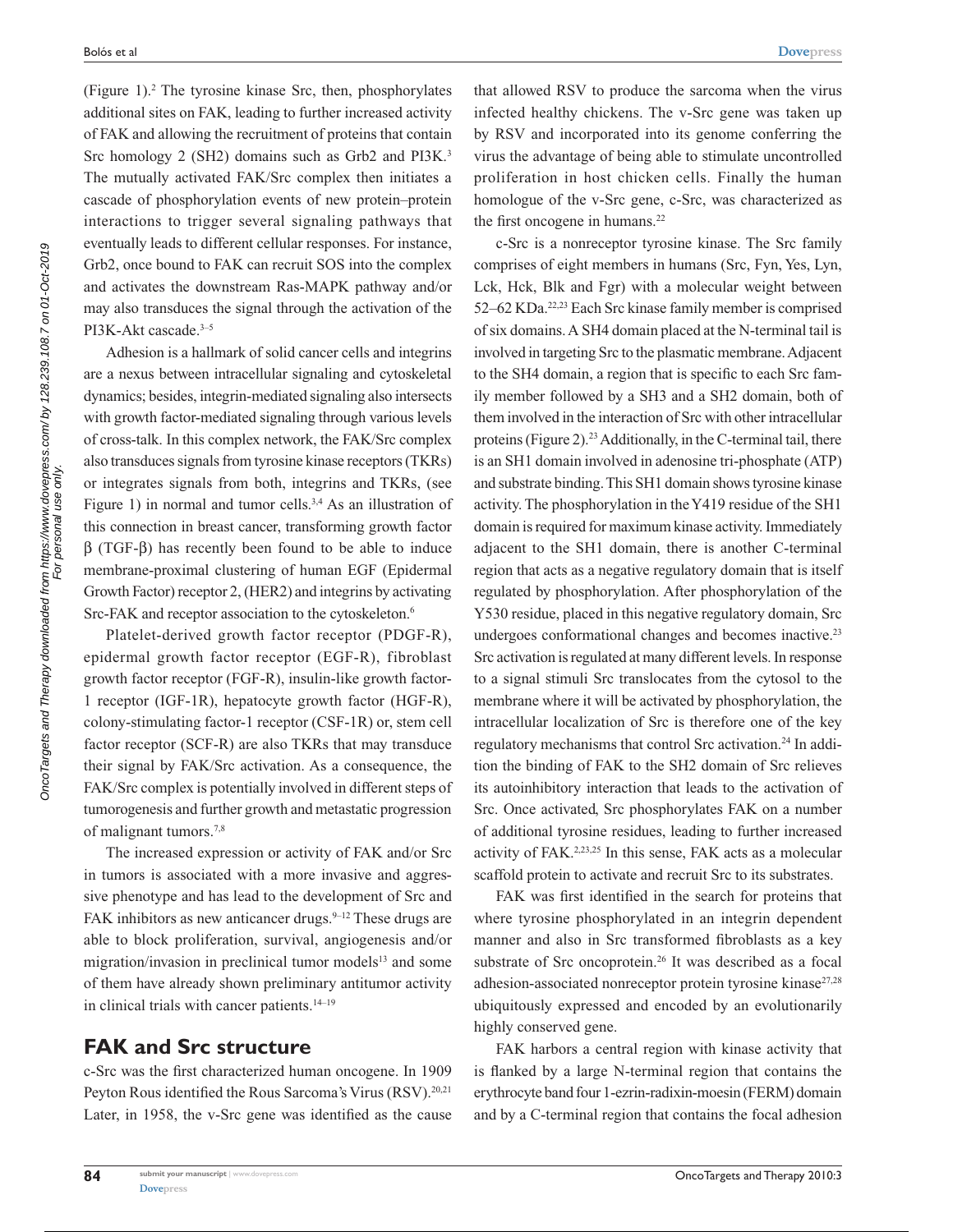(Figure 1).[2] The tyrosine kinase Src, then, phosphorylates additional sites on FAK, leading to further increased activity of FAK and allowing the recruitment of proteins that contain Src homology 2 (SH2) domains such as Grb2 and PI3K.[3] The mutually activated FAK/Src complex then initiates a cascade of phosphorylation events of new protein–protein interactions to trigger several signaling pathways that eventually leads to different cellular responses. For instance, Grb2, once bound to FAK can recruit SOS into the complex and activates the downstream Ras-MAPK pathway and/or may also transduces the signal through the activation of the PI3K-Akt cascade.[3–5]

Adhesion is a hallmark of solid cancer cells and integrins are a nexus between intracellular signaling and cytoskeletal dynamics; besides, integrin-mediated signaling also intersects with growth factor-mediated signaling through various levels of cross-talk. In this complex network, the FAK/Src complex also transduces signals from tyrosine kinase receptors (TKRs) or integrates signals from both, integrins and TKRs, (see Figure 1) in normal and tumor cells.[3,4] As an illustration of this connection in breast cancer, transforming growth factor β (TGF-β) has recently been found to be able to induce membrane-proximal clustering of human EGF (Epidermal Growth Factor) receptor 2, (HER2) and integrins by activating Src-FAK and receptor association to the cytoskeleton.[6]

Platelet-derived growth factor receptor (PDGF-R), epidermal growth factor receptor (EGF-R), fibroblast growth factor receptor (FGF-R), insulin-like growth factor-1 receptor (IGF-1R), hepatocyte growth factor (HGF-R), colony-stimulating factor-1 receptor (CSF-1R) or, stem cell factor receptor (SCF-R) are also TKRs that may transduce their signal by FAK/Src activation. As a consequence, the FAK/Src complex is potentially involved in different steps of tumorogenesis and further growth and metastatic progression of malignant tumors.[7,8]

The increased expression or activity of FAK and/or Src in tumors is associated with a more invasive and aggressive phenotype and has lead to the development of Src and FAK inhibitors as new anticancer drugs.[9–12] These drugs are able to block proliferation, survival, angiogenesis and/or migration/invasion in preclinical tumor models[13] and some of them have already shown preliminary antitumor activity in clinical trials with cancer patients.[14–19]

## FAK and Src structure

c-Src was the first characterized human oncogene. In 1909 Peyton Rous identified the Rous Sarcoma's Virus (RSV).[20,21] Later, in 1958, the v-Src gene was identified as the cause that allowed RSV to produce the sarcoma when the virus infected healthy chickens. The v-Src gene was taken up by RSV and incorporated into its genome conferring the virus the advantage of being able to stimulate uncontrolled proliferation in host chicken cells. Finally the human homologue of the v-Src gene, c-Src, was characterized as the first oncogene in humans.[22]

c-Src is a nonreceptor tyrosine kinase. The Src family comprises of eight members in humans (Src, Fyn, Yes, Lyn, Lck, Hck, Blk and Fgr) with a molecular weight between 52–62 KDa.[22,23] Each Src kinase family member is comprised of six domains. A SH4 domain placed at the N-terminal tail is involved in targeting Src to the plasmatic membrane. Adjacent to the SH4 domain, a region that is specific to each Src family member followed by a SH3 and a SH2 domain, both of them involved in the interaction of Src with other intracellular proteins (Figure 2).[23] Additionally, in the C-terminal tail, there is an SH1 domain involved in adenosine tri-phosphate (ATP) and substrate binding. This SH1 domain shows tyrosine kinase activity. The phosphorylation in the Y419 residue of the SH1 domain is required for maximum kinase activity. Immediately adjacent to the SH1 domain, there is another C-terminal region that acts as a negative regulatory domain that is itself regulated by phosphorylation. After phosphorylation of the Y530 residue, placed in this negative regulatory domain, Src undergoes conformational changes and becomes inactive.[23] Src activation is regulated at many different levels. In response to a signal stimuli Src translocates from the cytosol to the membrane where it will be activated by phosphorylation, the intracellular localization of Src is therefore one of the key regulatory mechanisms that control Src activation.[24] In addition the binding of FAK to the SH2 domain of Src relieves its autoinhibitory interaction that leads to the activation of Src. Once activated, Src phosphorylates FAK on a number of additional tyrosine residues, leading to further increased activity of FAK.[2,23,25] In this sense, FAK acts as a molecular scaffold protein to activate and recruit Src to its substrates.

FAK was first identified in the search for proteins that where tyrosine phosphorylated in an integrin dependent manner and also in Src transformed fibroblasts as a key substrate of Src oncoprotein.[26] It was described as a focal adhesion-associated nonreceptor protein tyrosine kinase[27,28] ubiquitously expressed and encoded by an evolutionarily highly conserved gene.

FAK harbors a central region with kinase activity that is flanked by a large N-terminal region that contains the erythrocyte band four 1-ezrin-radixin-moesin (FERM) domain and by a C-terminal region that contains the focal adhesion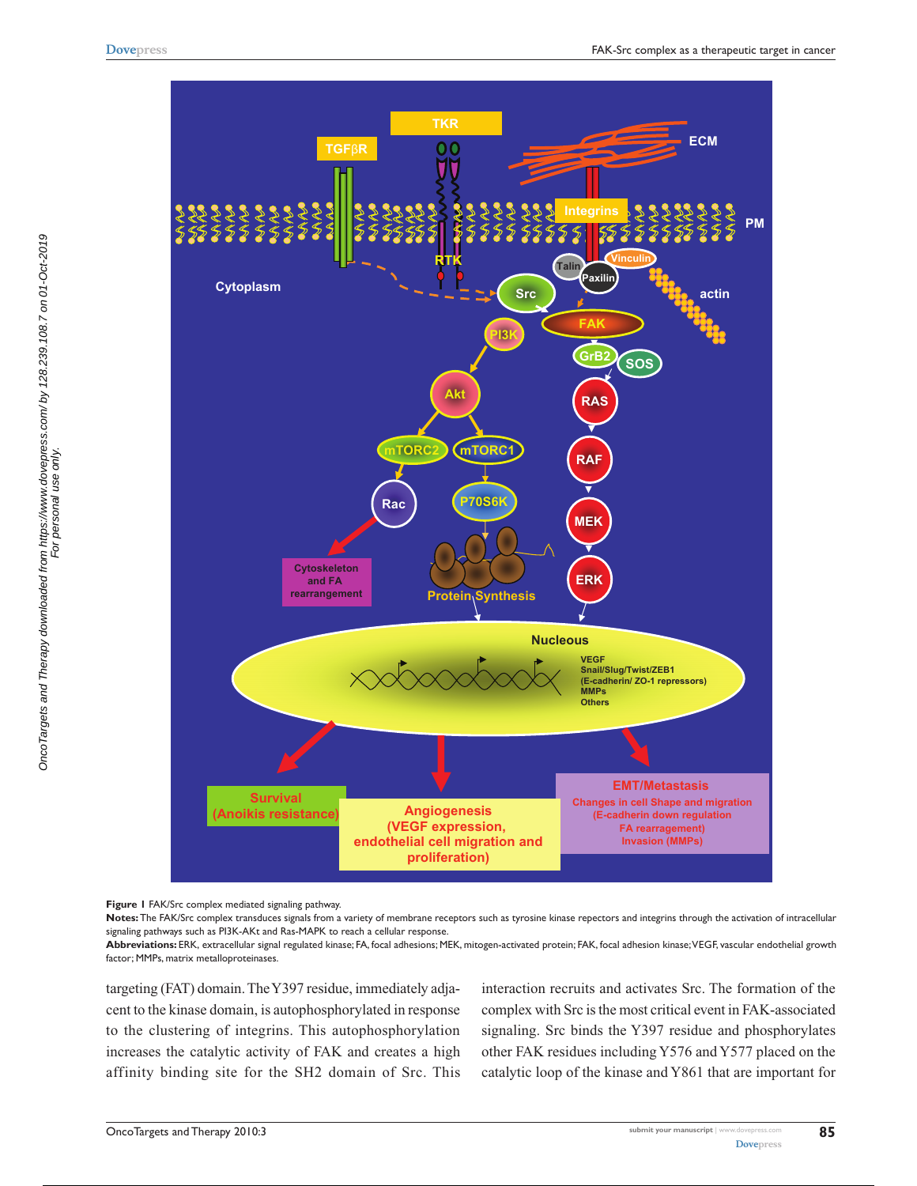**Figure 1** FAK/Src complex mediated signaling pathway.

**Notes:** The FAK/Src complex transduces signals from a variety of membrane receptors such as tyrosine kinase repectors and integrins through the activation of intracellular signaling pathways such as PI3K-AKt and Ras-MAPK to reach a cellular response.

**Abbreviations:** ERK, extracellular signal regulated kinase; FA, focal adhesions; MEK, mitogen-activated protein; FAK, focal adhesion kinase; VEGF, vascular endothelial growth factor; MMPs, matrix metalloproteinases.

targeting (FAT) domain. The Y397 residue, immediately adjacent to the kinase domain, is autophosphorylated in response to the clustering of integrins. This autophosphorylation increases the catalytic activity of FAK and creates a high affinity binding site for the SH2 domain of Src. This interaction recruits and activates Src. The formation of the complex with Src is the most critical event in FAK-associated signaling. Src binds the Y397 residue and phosphorylates other FAK residues including Y576 and Y577 placed on the catalytic loop of the kinase and Y861 that are important for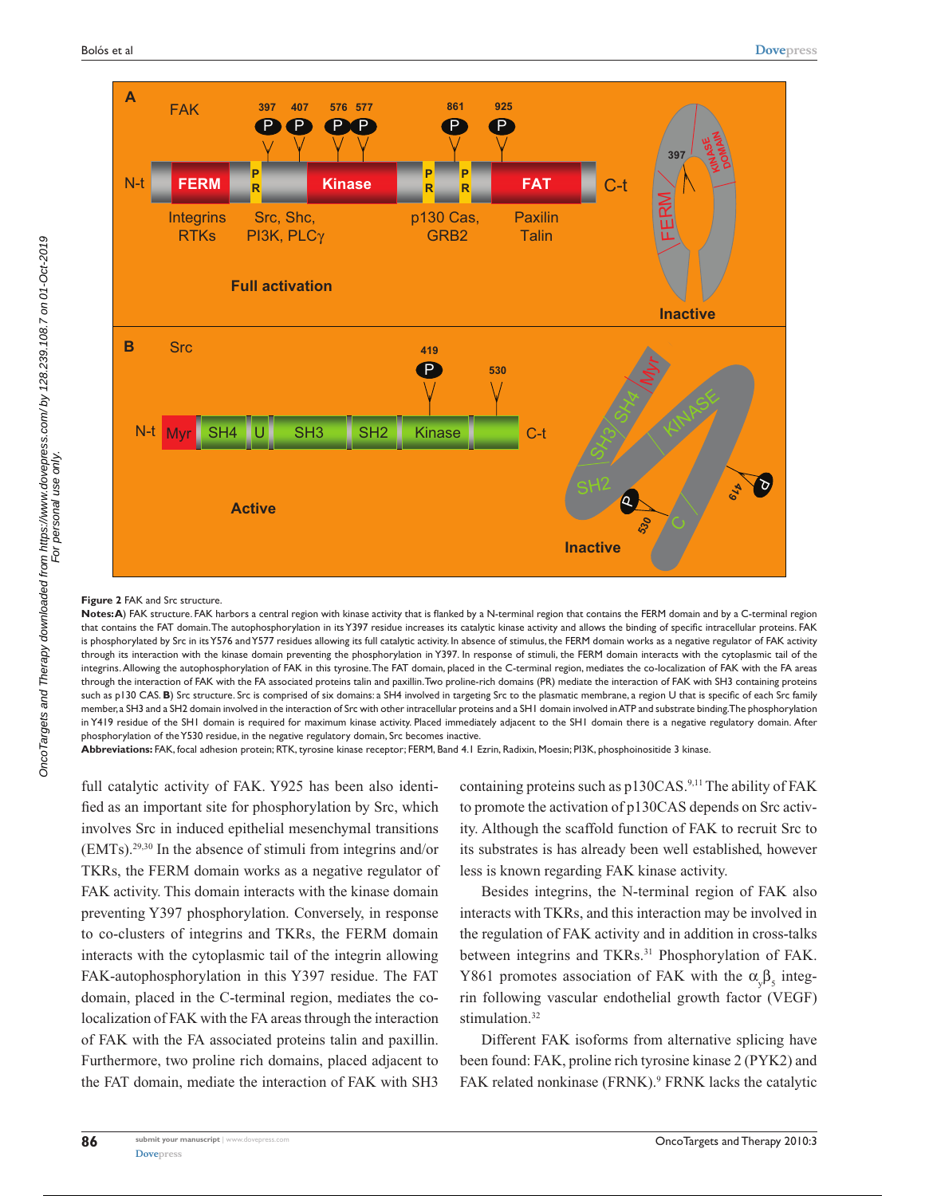**Figure 2** FAK and Src structure.

**Notes: A**) FAK structure. FAK harbors a central region with kinase activity that is flanked by a N-terminal region that contains the FERM domain and by a C-terminal region that contains the FAT domain. The autophosphorylation in its Y397 residue increases its catalytic kinase activity and allows the binding of specific intracellular proteins. FAK is phosphorylated by Src in its Y576 and Y577 residues allowing its full catalytic activity. In absence of stimulus, the FERM domain works as a negative regulator of FAK activity through its interaction with the kinase domain preventing the phosphorylation in Y397. In response of stimuli, the FERM domain interacts with the cytoplasmic tail of the integrins. Allowing the autophosphorylation of FAK in this tyrosine. The FAT domain, placed in the C-terminal region, mediates the co-localization of FAK with the FA areas through the interaction of FAK with the FA associated proteins talin and paxillin. Two proline-rich domains (PR) mediate the interaction of FAK with SH3 containing proteins such as p130 CAS. **B**) Src structure. Src is comprised of six domains: a SH4 involved in targeting Src to the plasmatic membrane, a region U that is specific of each Src family member, a SH3 and a SH2 domain involved in the interaction of Src with other intracellular proteins and a SH1 domain involved in ATP and substrate binding. The phosphorylation in Y419 residue of the SH1 domain is required for maximum kinase activity. Placed immediately adjacent to the SH1 domain there is a negative regulatory domain. After phosphorylation of the Y530 residue, in the negative regulatory domain, Src becomes inactive.

**Abbreviations:** FAK, focal adhesion protein; RTK, tyrosine kinase receptor; FERM, Band 4.1 Ezrin, Radixin, Moesin; PI3K, phosphoinositide 3 kinase.

full catalytic activity of FAK. Y925 has been also identified as an important site for phosphorylation by Src, which involves Src in induced epithelial mesenchymal transitions (EMTs).[29,30] In the absence of stimuli from integrins and/or TKRs, the FERM domain works as a negative regulator of FAK activity. This domain interacts with the kinase domain preventing Y397 phosphorylation. Conversely, in response to co-clusters of integrins and TKRs, the FERM domain interacts with the cytoplasmic tail of the integrin allowing FAK-autophosphorylation in this Y397 residue. The FAT domain, placed in the C-terminal region, mediates the co-localization of FAK with the FA areas through the interaction of FAK with the FA associated proteins talin and paxillin. Furthermore, two proline rich domains, placed adjacent to the FAT domain, mediate the interaction of FAK with SH3 containing proteins such as p130CAS.[9,11] The ability of FAK to promote the activation of p130CAS depends on Src activity. Although the scaffold function of FAK to recruit Src to its substrates is has already been well established, however less is known regarding FAK kinase activity.

Besides integrins, the N-terminal region of FAK also interacts with TKRs, and this interaction may be involved in the regulation of FAK activity and in addition in cross-talks between integrins and TKRs.[31] Phosphorylation of FAK. Y861 promotes association of FAK with the $\alpha_v\beta_5$ integrin following vascular endothelial growth factor (VEGF) stimulation.[32]

Different FAK isoforms from alternative splicing have been found: FAK, proline rich tyrosine kinase 2 (PYK2) and FAK related nonkinase (FRNK).[9] FRNK lacks the catalytic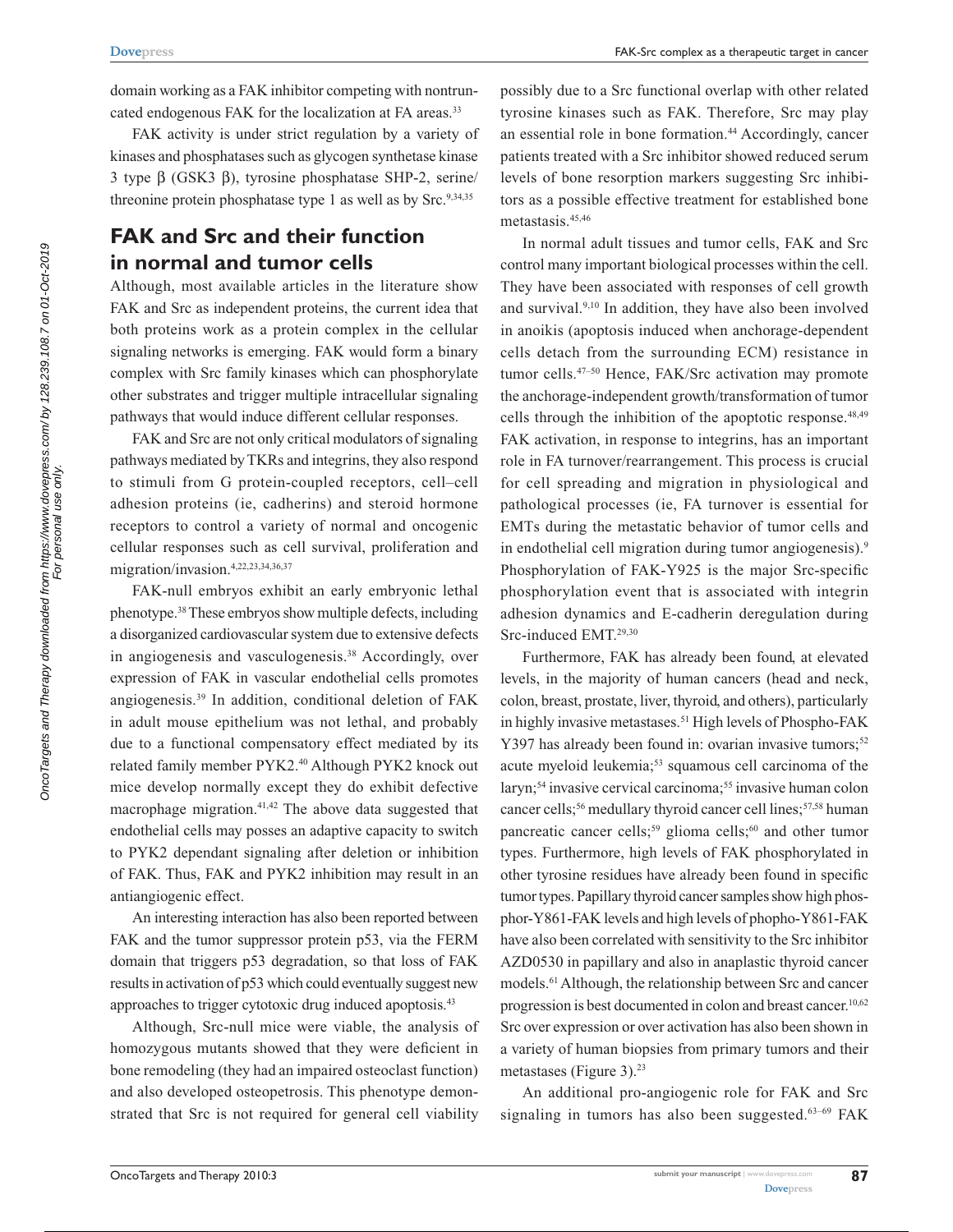domain working as a FAK inhibitor competing with nontruncated endogenous FAK for the localization at FA areas.[33]

FAK activity is under strict regulation by a variety of kinases and phosphatases such as glycogen synthetase kinase 3 type β (GSK3 β), tyrosine phosphatase SHP-2, serine/threonine protein phosphatase type 1 as well as by Src.[9,34,35]

## FAK and Src and their function in normal and tumor cells

Although, most available articles in the literature show FAK and Src as independent proteins, the current idea that both proteins work as a protein complex in the cellular signaling networks is emerging. FAK would form a binary complex with Src family kinases which can phosphorylate other substrates and trigger multiple intracellular signaling pathways that would induce different cellular responses.

FAK and Src are not only critical modulators of signaling pathways mediated by TKRs and integrins, they also respond to stimuli from G protein-coupled receptors, cell–cell adhesion proteins (ie, cadherins) and steroid hormone receptors to control a variety of normal and oncogenic cellular responses such as cell survival, proliferation and migration/invasion.[4,22,23,34,36,37]

FAK-null embryos exhibit an early embryonic lethal phenotype.[38] These embryos show multiple defects, including a disorganized cardiovascular system due to extensive defects in angiogenesis and vasculogenesis.[38] Accordingly, over expression of FAK in vascular endothelial cells promotes angiogenesis.[39] In addition, conditional deletion of FAK in adult mouse epithelium was not lethal, and probably due to a functional compensatory effect mediated by its related family member PYK2.[40] Although PYK2 knock out mice develop normally except they do exhibit defective macrophage migration.[41,42] The above data suggested that endothelial cells may posses an adaptive capacity to switch to PYK2 dependant signaling after deletion or inhibition of FAK. Thus, FAK and PYK2 inhibition may result in an antiangiogenic effect.

An interesting interaction has also been reported between FAK and the tumor suppressor protein p53, via the FERM domain that triggers p53 degradation, so that loss of FAK results in activation of p53 which could eventually suggest new approaches to trigger cytotoxic drug induced apoptosis.[43]

Although, Src-null mice were viable, the analysis of homozygous mutants showed that they were deficient in bone remodeling (they had an impaired osteoclast function) and also developed osteopetrosis. This phenotype demonstrated that Src is not required for general cell viability possibly due to a Src functional overlap with other related tyrosine kinases such as FAK. Therefore, Src may play an essential role in bone formation.[44] Accordingly, cancer patients treated with a Src inhibitor showed reduced serum levels of bone resorption markers suggesting Src inhibitors as a possible effective treatment for established bone metastasis.[45,46]

In normal adult tissues and tumor cells, FAK and Src control many important biological processes within the cell. They have been associated with responses of cell growth and survival.[9,10] In addition, they have also been involved in anoikis (apoptosis induced when anchorage-dependent cells detach from the surrounding ECM) resistance in tumor cells.[47–50] Hence, FAK/Src activation may promote the anchorage-independent growth/transformation of tumor cells through the inhibition of the apoptotic response.[48,49] FAK activation, in response to integrins, has an important role in FA turnover/rearrangement. This process is crucial for cell spreading and migration in physiological and pathological processes (ie, FA turnover is essential for EMTs during the metastatic behavior of tumor cells and in endothelial cell migration during tumor angiogenesis).[9] Phosphorylation of FAK-Y925 is the major Src-specific phosphorylation event that is associated with integrin adhesion dynamics and E-cadherin deregulation during Src-induced EMT.[29,30]

Furthermore, FAK has already been found, at elevated levels, in the majority of human cancers (head and neck, colon, breast, prostate, liver, thyroid, and others), particularly in highly invasive metastases.[51] High levels of Phospho-FAK Y397 has already been found in: ovarian invasive tumors;[52] acute myeloid leukemia;[53] squamous cell carcinoma of the laryn;[54] invasive cervical carcinoma;[55] invasive human colon cancer cells;[56] medullary thyroid cancer cell lines;[57,58] human pancreatic cancer cells;[59] glioma cells;[60] and other tumor types. Furthermore, high levels of FAK phosphorylated in other tyrosine residues have already been found in specific tumor types. Papillary thyroid cancer samples show high phosphor-Y861-FAK levels and high levels of phopho-Y861-FAK have also been correlated with sensitivity to the Src inhibitor AZD0530 in papillary and also in anaplastic thyroid cancer models.[61] Although, the relationship between Src and cancer progression is best documented in colon and breast cancer.[10,62] Src over expression or over activation has also been shown in a variety of human biopsies from primary tumors and their metastases (Figure 3).[23]

An additional pro-angiogenic role for FAK and Src signaling in tumors has also been suggested.[63–69] FAK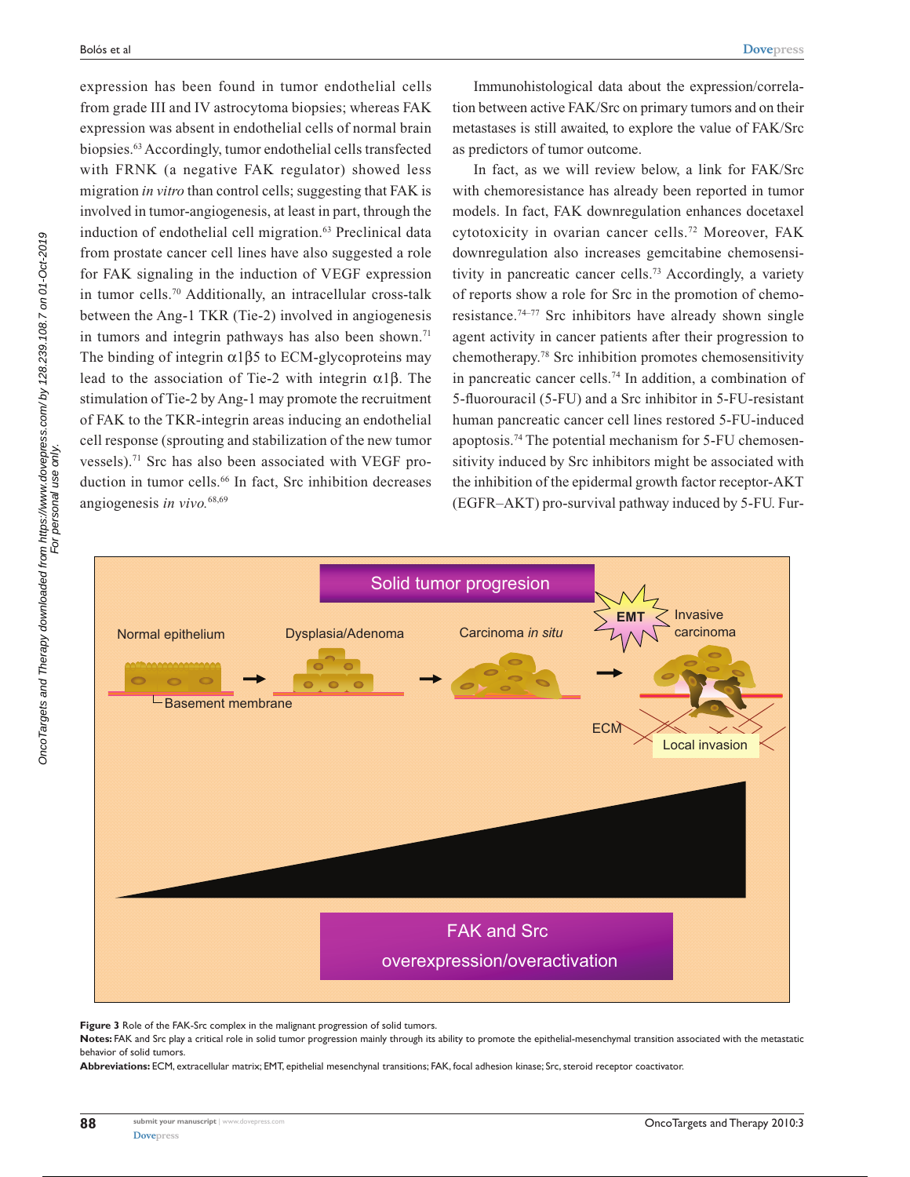expression has been found in tumor endothelial cells from grade III and IV astrocytoma biopsies; whereas FAK expression was absent in endothelial cells of normal brain biopsies.[63] Accordingly, tumor endothelial cells transfected with FRNK (a negative FAK regulator) showed less migration *in vitro* than control cells; suggesting that FAK is involved in tumor-angiogenesis, at least in part, through the induction of endothelial cell migration.[63] Preclinical data from prostate cancer cell lines have also suggested a role for FAK signaling in the induction of VEGF expression in tumor cells.[70] Additionally, an intracellular cross-talk between the Ang-1 TKR (Tie-2) involved in angiogenesis in tumors and integrin pathways has also been shown.[71] The binding of integrin $\alpha1\beta5$ to ECM-glycoproteins may lead to the recruitment of Tie-2 with integrin $\alpha1\beta$. The stimulation of Tie-2 by Ang-1 may promote the recruitment of FAK to the TKR-integrin areas inducing an endothelial cell response (sprouting and stabilization of the new tumor vessels).[71] Src has also been associated with VEGF production in tumor cells.[66] In fact, Src inhibition decreases angiogenesis *in vivo*.[68,69]

Immunohistological data about the expression/correlation between active FAK/Src on primary tumors and on their metastases is still awaited, to explore the value of FAK/Src as predictors of tumor outcome.

In fact, as we will review below, a link for FAK/Src with chemoresistance has already been reported in tumor models. In fact, FAK downregulation enhances docetaxel cytotoxicity in ovarian cancer cells.[72] Moreover, FAK downregulation also increases gemcitabine chemosensitivity in pancreatic cancer cells.[73] Accordingly, a variety of reports show a role for Src in the promotion of chemoresistance.[74–77] Src inhibitors have already shown single agent activity in cancer patients after their progression to chemotherapy.[78] Src inhibition promotes chemosensitivity in pancreatic cancer cells.[74] In addition, a combination of 5-fluorouracil (5-FU) and a Src inhibitor in 5-FU-resistant human pancreatic cancer cell lines restored 5-FU-induced apoptosis.[74] The potential mechanism for 5-FU chemosensitivity induced by Src inhibitors might be associated with the inhibition of the epidermal growth factor receptor-AKT (EGFR–AKT) pro-survival pathway induced by 5-FU. Fur-

**Figure 3** Role of the FAK-Src complex in the malignant progression of solid tumors.

**Notes:** FAK and Src play a critical role in solid tumor progression mainly through its ability to promote the epithelial-mesenchymal transition associated with the metastatic behavior of solid tumors.

**Abbreviations:** ECM, extracellular matrix; EMT, epithelial mesenchymal transitions; FAK, focal adhesion kinase; Src, steroid receptor coactivator.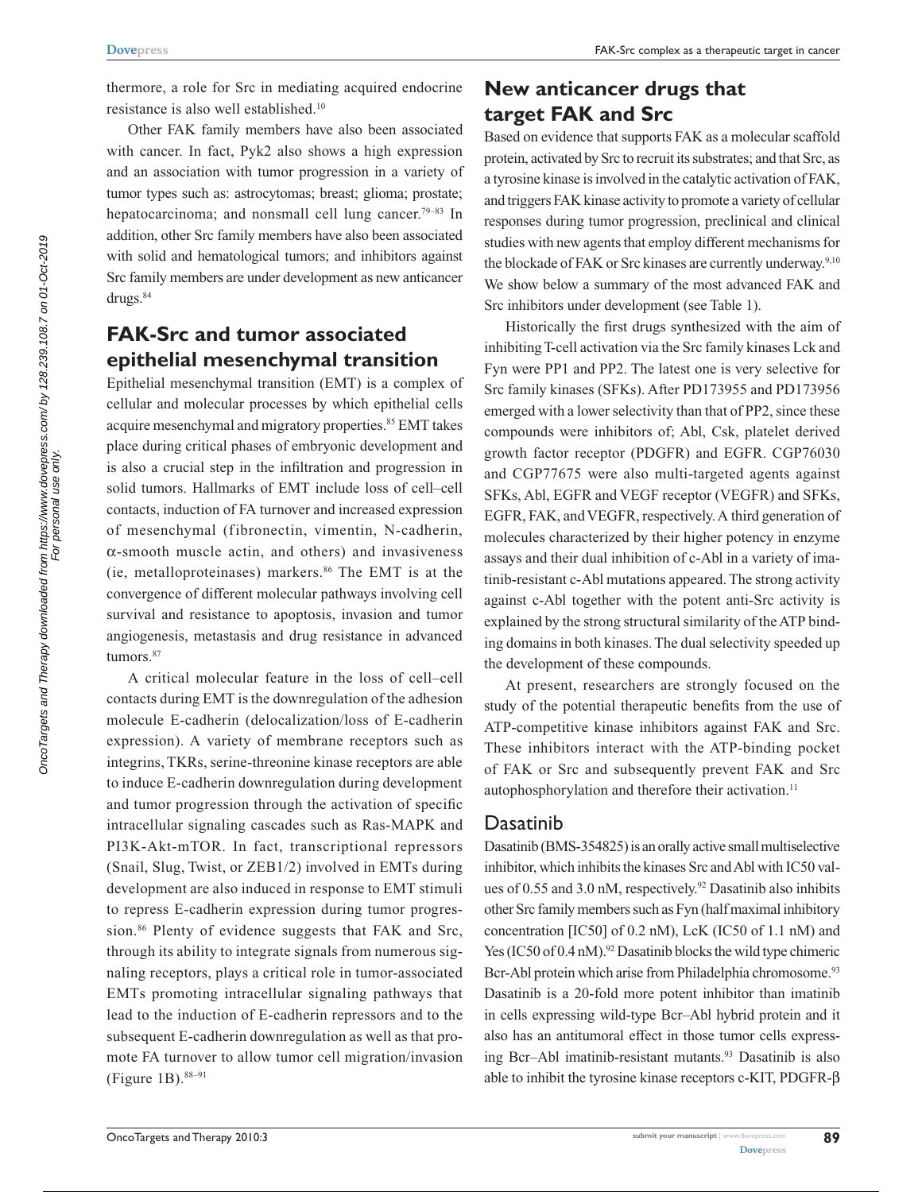thermore, a role for Src in mediating acquired endocrine resistance is also well established.[10]

Other FAK family members have also been associated with cancer. In fact, Pyk2 also shows a high expression and an association with tumor progression in a variety of tumor types such as: astrocytomas; breast; glioma; prostate; hepatocarcinoma; and nonsmall cell lung cancer.[79–83] In addition, other Src family members have also been associated with solid and hematological tumors; and inhibitors against Src family members are under development as new anticancer drugs.[84]

## FAK-Src and tumor associated epithelial mesenchymal transition

Epithelial mesenchymal transition (EMT) is a complex of cellular and molecular processes by which epithelial cells acquire mesenchymal and migratory properties.[85] EMT takes place during critical phases of embryonic development and is also a crucial step in the infiltration and progression in solid tumors. Hallmarks of EMT include loss of cell–cell contacts, induction of FA turnover and increased expression of mesenchymal (fibronectin, vimentin, N-cadherin, α-smooth muscle actin, and others) and invasiveness (ie, metalloproteinases) markers.[86] The EMT is at the convergence of different molecular pathways involving cell survival and resistance to apoptosis, invasion and tumor angiogenesis, metastasis and drug resistance in advanced tumors.[87]

A critical molecular feature in the loss of cell–cell contacts during EMT is the downregulation of the adhesion molecule E-cadherin (delocalization/loss of E-cadherin expression). A variety of membrane receptors such as integrins, TKRs, serine-threonine kinase receptors are able to induce E-cadherin downregulation during development and tumor progression through the activation of specific intracellular signaling cascades such as Ras-MAPK and PI3K-Akt-mTOR. In fact, transcriptional repressors (Snail, Slug, Twist, or ZEB1/2) involved in EMTs during development are also induced in response to EMT stimuli to repress E-cadherin expression during tumor progression.[86] Plenty of evidence suggests that FAK and Src, through its ability to integrate signals from numerous signaling receptors, plays a critical role in tumor-associated EMTs promoting intracellular signaling pathways that lead to the induction of E-cadherin repressors and to the subsequent E-cadherin downregulation as well as that promote FA turnover to allow tumor cell migration/invasion (Figure 1B).[88–91]

## New anticancer drugs that target FAK and Src

Based on evidence that supports FAK as a molecular scaffold protein, activated by Src to recruit its substrates; and that Src, as a tyrosine kinase is involved in the catalytic activation of FAK, and triggers FAK kinase activity to promote a variety of cellular responses during tumor progression, preclinical and clinical studies with new agents that employ different mechanisms for the blockade of FAK or Src kinases are currently underway.[9,10] We show below a summary of the most advanced FAK and Src inhibitors under development (see Table 1).

Historically the first drugs synthesized with the aim of inhibiting T-cell activation via the Src family kinases Lck and Fyn were PP1 and PP2. The latest one is very selective for Src family kinases (SFKs). After PD173955 and PD173956 emerged with a lower selectivity than that of PP2, since these compounds were inhibitors of; Abl, Csk, platelet derived growth factor receptor (PDGFR) and EGFR. CGP76030 and CGP77675 were also multi-targeted agents against SFKs, Abl, EGFR and VEGF receptor (VEGFR) and SFKs, EGFR, FAK, and VEGFR, respectively. A third generation of molecules characterized by their higher potency in enzyme assays and their dual inhibition of c-Abl in a variety of imatinib-resistant c-Abl mutations appeared. The strong activity against c-Abl together with the potent anti-Src activity is explained by the strong structural similarity of the ATP binding domains in both kinases. The dual selectivity speeded up the development of these compounds.

At present, researchers are strongly focused on the study of the potential therapeutic benefits from the use of ATP-competitive kinase inhibitors against FAK and Src. These inhibitors interact with the ATP-binding pocket of FAK or Src and subsequently prevent FAK and Src autophosphorylation and therefore their activation.[11]

### Dasatinib

Dasatinib (BMS-354825) is an orally active small multiselective inhibitor, which inhibits the kinases Src and Abl with IC50 values of 0.55 and 3.0 nM, respectively.[92] Dasatinib also inhibits other Src family members such as Fyn (half maximal inhibitory concentration [IC50] of 0.2 nM), LcK (IC50 of 1.1 nM) and Yes (IC50 of 0.4 nM).[92] Dasatinib blocks the wild type chimeric Bcr-Abl protein which arise from Philadelphia chromosome.[93] Dasatinib is a 20-fold more potent inhibitor than imatinib in cells expressing wild-type Bcr–Abl hybrid protein and it also has an antitumoral effect in those tumor cells expressing Bcr–Abl imatinib-resistant mutants.[93] Dasatinib is also able to inhibit the tyrosine kinase receptors c-KIT, PDGFR-β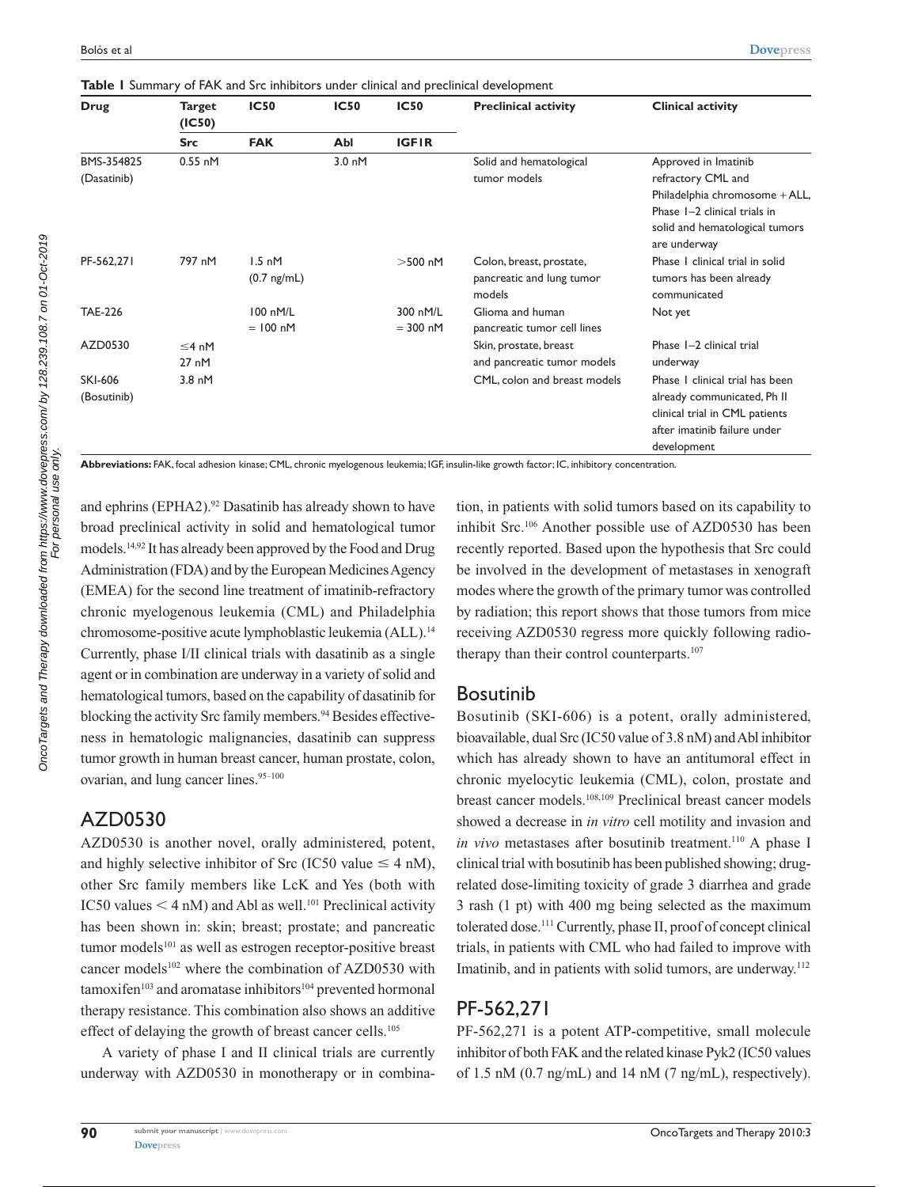**Table 1** Summary of FAK and Src inhibitors under clinical and preclinical development

| Drug | Target (IC50) | IC50 | IC50 | IC50 | Preclinical activity | Clinical activity |
|---|---|---|---|---|---|---|
| | Src | FAK | Abl | IGF1R | | |
| BMS-354825 (Dasatinib) | 0.55 nM | | 3.0 nM | | Solid and hematological tumor models | Approved in Imatinib refractory CML and Philadelphia chromosome + ALL, Phase 1–2 clinical trials in solid and hematological tumors are underway |
| PF-562,271 | 797 nM | 1.5 nM (0.7 ng/mL) | | >500 nM | Colon, breast, prostate, pancreatic and lung tumor models | Phase 1 clinical trial in solid tumors has been already communicated |
| TAE-226 | | 100 nM/L = 100 nM | | 300 nM/L = 300 nM | Glioma and human pancreatic tumor cell lines | Not yet |
| AZD0530 | ≤4 nM 27 nM | | | | Skin, prostate, breast and pancreatic tumor models | Phase 1–2 clinical trial underway |
| SKI-606 (Bosutinib) | 3.8 nM | | | | CML, colon and breast models | Phase 1 clinical trial has been already communicated, Ph II clinical trial in CML patients after imatinib failure under development |

**Abbreviations:** FAK, focal adhesion kinase; CML, chronic myelogenous leukemia; IGF, insulin-like growth factor; IC, inhibitory concentration.

and ephrins (EPHA2).[92] Dasatinib has already shown to have broad preclinical activity in solid and hematological tumor models.[14,92] It has already been approved by the Food and Drug Administration (FDA) and by the European Medicines Agency (EMEA) for the second line treatment of imatinib-refractory chronic myelogenous leukemia (CML) and Philadelphia chromosome-positive acute lymphoblastic leukemia (ALL).[14] Currently, phase I/II clinical trials with dasatinib as a single agent or in combination are underway in a variety of solid and hematological tumors, based on the capability of dasatinib for blocking the activity Src family members.[94] Besides effectiveness in hematologic malignancies, dasatinib can suppress tumor growth in human breast cancer, human prostate, colon, ovarian, and lung cancer lines.[95–100]

## AZD0530

AZD0530 is another novel, orally administered, potent, and highly selective inhibitor of Src (IC50 value ≤ 4 nM), other Src family members like LcK and Yes (both with IC50 values < 4 nM) and Abl as well.[101] Preclinical activity has been shown in: skin; breast; prostate; and pancreatic tumor models[101] as well as estrogen receptor-positive breast cancer models[102] where the combination of AZD0530 with tamoxifen[103] and aromatase inhibitors[104] prevented hormonal therapy resistance. This combination also shows an additive effect of delaying the growth of breast cancer cells.[105]

A variety of phase I and II clinical trials are currently underway with AZD0530 in monotherapy or in combination, in patients with solid tumors based on its capability to inhibit Src.[106] Another possible use of AZD0530 has been recently reported. Based upon the hypothesis that Src could be involved in the development of metastases in xenograft modes where the growth of the primary tumor was controlled by radiation; this report shows that those tumors from mice receiving AZD0530 regress more quickly following radiotherapy than their control counterparts.[107]

## Bosutinib

Bosutinib (SKI-606) is a potent, orally administered, bioavailable, dual Src (IC50 value of 3.8 nM) and Abl inhibitor which has already shown to have an antitumoral effect in chronic myelocytic leukemia (CML), colon, prostate and breast cancer models.[108,109] Preclinical breast cancer models showed a decrease in *in vitro* cell motility and invasion and *in vivo* metastases after bosutinib treatment.[110] A phase I clinical trial with bosutinib has been published showing; drug-related dose-limiting toxicity of grade 3 diarrhea and grade 3 rash (1 pt) with 400 mg being selected as the maximum tolerated dose.[111] Currently, phase II, proof of concept clinical trials, in patients with CML who had failed to improve with Imatinib, and in patients with solid tumors, are underway.[112]

## PF-562,271

PF-562,271 is a potent ATP-competitive, small molecule inhibitor of both FAK and the related kinase Pyk2 (IC50 values of 1.5 nM (0.7 ng/mL) and 14 nM (7 ng/mL), respectively).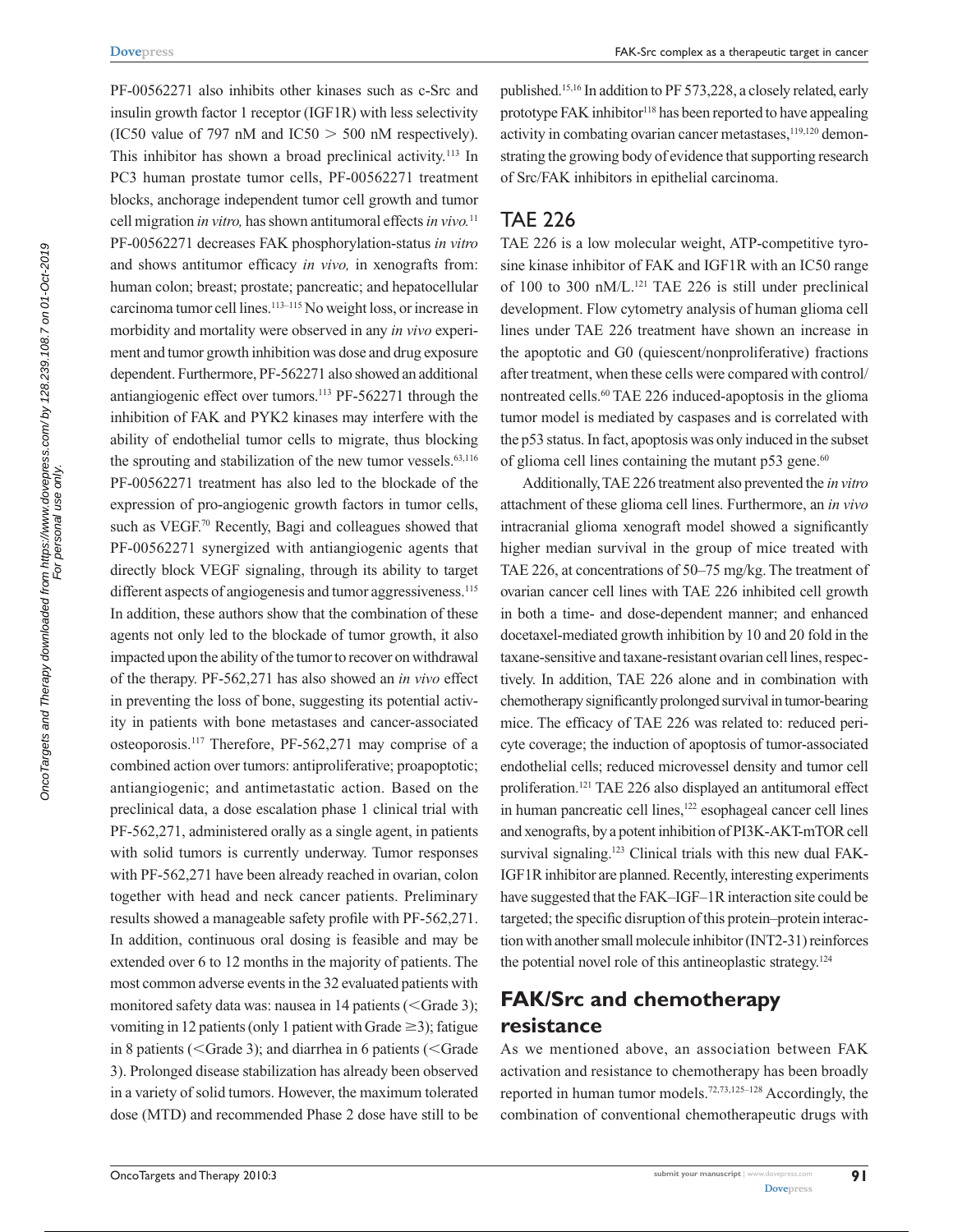PF-00562271 also inhibits other kinases such as c-Src and insulin growth factor 1 receptor (IGF1R) with less selectivity (IC50 value of 797 nM and IC50 > 500 nM respectively). This inhibitor has shown a broad preclinical activity.[113] In PC3 human prostate tumor cells, PF-00562271 treatment blocks, anchorage independent tumor cell growth and tumor cell migration *in vitro,* has shown antitumoral effects *in vivo.*[11] PF-00562271 decreases FAK phosphorylation-status *in vitro* and shows antitumor efficacy *in vivo,* in xenografts from: human colon; breast; prostate; pancreatic; and hepatocellular carcinoma tumor cell lines.[113–115] No weight loss, or increase in morbidity and mortality were observed in any *in vivo* experiment and tumor growth inhibition was dose and drug exposure dependent. Furthermore, PF-562271 also showed an additional antiangiogenic effect over tumors.[113] PF-562271 through the inhibition of FAK and PYK2 kinases may interfere with the ability of endothelial tumor cells to migrate, thus blocking the sprouting and stabilization of the new tumor vessels.[63,116] PF-00562271 treatment has also led to the blockade of the expression of pro-angiogenic growth factors in tumor cells, such as VEGF.[70] Recently, Bagi and colleagues showed that PF-00562271 synergized with antiangiogenic agents that directly block VEGF signaling, through its ability to target different aspects of angiogenesis and tumor aggressiveness.[115] In addition, these authors show that the combination of these agents not only led to the blockade of tumor growth, it also impacted upon the ability of the tumor to recover on withdrawal of the therapy. PF-562,271 has also showed an *in vivo* effect in preventing the loss of bone, suggesting its potential activity in patients with bone metastases and cancer-associated osteoporosis.[117] Therefore, PF-562,271 may comprise of a combined action over tumors: antiproliferative; proapoptotic; antiangiogenic; and antimetastatic action. Based on the preclinical data, a dose escalation phase 1 clinical trial with PF-562,271, administered orally as a single agent, in patients with solid tumors is currently underway. Tumor responses with PF-562,271 have been already reached in ovarian, colon together with head and neck cancer patients. Preliminary results showed a manageable safety profile with PF-562,271. In addition, continuous oral dosing is feasible and may be extended over 6 to 12 months in the majority of patients. The most common adverse events in the 32 evaluated patients with monitored safety data was: nausea in 14 patients (<Grade 3); vomiting in 12 patients (only 1 patient with Grade ≥3); fatigue in 8 patients (<Grade 3); and diarrhea in 6 patients (<Grade 3). Prolonged disease stabilization has already been observed in a variety of solid tumors. However, the maximum tolerated dose (MTD) and recommended Phase 2 dose have still to be published.[15,16] In addition to PF 573,228, a closely related, early prototype FAK inhibitor[118] has been reported to have appealing activity in combating ovarian cancer metastases,[119,120] demonstrating the growing body of evidence that supporting research of Src/FAK inhibitors in epithelial carcinoma.

## TAE 226

TAE 226 is a low molecular weight, ATP-competitive tyrosine kinase inhibitor of FAK and IGF1R with an IC50 range of 100 to 300 nM/L.[121] TAE 226 is still under preclinical development. Flow cytometry analysis of human glioma cell lines under TAE 226 treatment have shown an increase in the apoptotic and G0 (quiescent/nonproliferative) fractions after treatment, when these cells were compared with control/nontreated cells.[60] TAE 226 induced-apoptosis in the glioma tumor model is mediated by caspases and is correlated with the p53 status. In fact, apoptosis was only induced in the subset of glioma cell lines containing the mutant p53 gene.[60]

Additionally, TAE 226 treatment also prevented the *in vitro* attachment of these glioma cell lines. Furthermore, an *in vivo* intracranial glioma xenograft model showed a significantly higher median survival in the group of mice treated with TAE 226, at concentrations of 50–75 mg/kg. The treatment of ovarian cancer cell lines with TAE 226 inhibited cell growth in both a time- and dose-dependent manner; and enhanced docetaxel-mediated growth inhibition by 10 and 20 fold in the taxane-sensitive and taxane-resistant ovarian cell lines, respectively. In addition, TAE 226 alone and in combination with chemotherapy significantly prolonged survival in tumor-bearing mice. The efficacy of TAE 226 was related to: reduced pericyte coverage; the induction of apoptosis of tumor-associated endothelial cells; reduced microvessel density and tumor cell proliferation.[121] TAE 226 also displayed an antitumoral effect in human pancreatic cell lines,[122] esophageal cancer cell lines and xenografts, by a potent inhibition of PI3K-AKT-mTOR cell survival signaling.[123] Clinical trials with this new dual FAK-IGF1R inhibitor are planned. Recently, interesting experiments have suggested that the FAK–IGF–1R interaction site could be targeted; the specific disruption of this protein–protein interaction with another small molecule inhibitor (INT2-31) reinforces the potential novel role of this antineoplastic strategy.[124]

## FAK/Src and chemotherapy resistance

As we mentioned above, an association between FAK activation and resistance to chemotherapy has been broadly reported in human tumor models.[72,73,125–128] Accordingly, the combination of conventional chemotherapeutic drugs with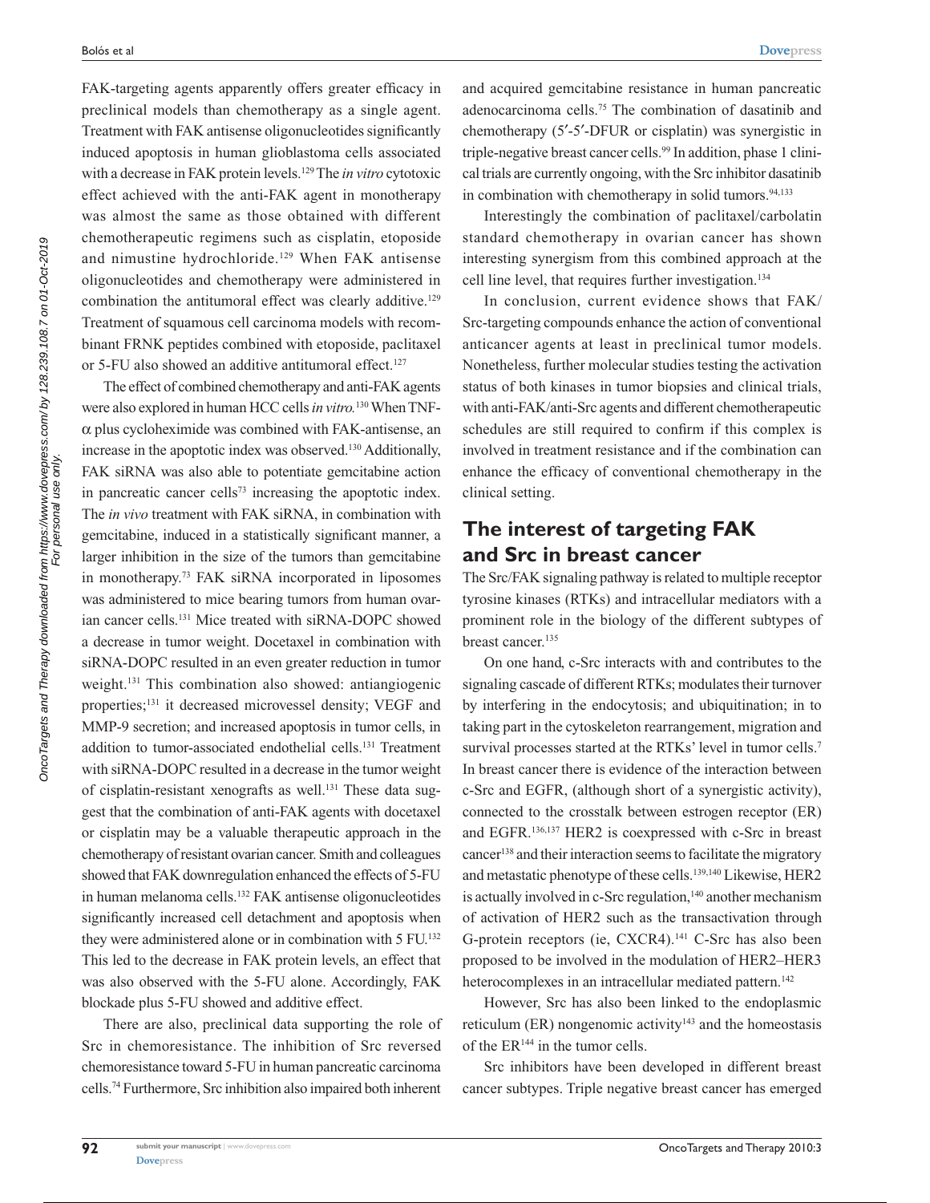FAK-targeting agents apparently offers greater efficacy in preclinical models than chemotherapy as a single agent. Treatment with FAK antisense oligonucleotides significantly induced apoptosis in human glioblastoma cells associated with a decrease in FAK protein levels.[129] The *in vitro* cytotoxic effect achieved with the anti-FAK agent in monotherapy was almost the same as those obtained with different chemotherapeutic regimens such as cisplatin, etoposide and nimustine hydrochloride.[129] When FAK antisense oligonucleotides and chemotherapy were administered in combination the antitumoral effect was clearly additive.[129] Treatment of squamous cell carcinoma models with recombinant FRNK peptides combined with etoposide, paclitaxel or 5-FU also showed an additive antitumoral effect.[127]

The effect of combined chemotherapy and anti-FAK agents were also explored in human HCC cells *in vitro*.[130] When TNF-α plus cycloheximide was combined with FAK-antisense, an increase in the apoptotic index was observed.[130] Additionally, FAK siRNA was also able to potentiate gemcitabine action in pancreatic cancer cells[73] increasing the apoptotic index. The *in vivo* treatment with FAK siRNA, in combination with gemcitabine, induced in a statistically significant manner, a larger inhibition in the size of the tumors than gemcitabine in monotherapy.[73] FAK siRNA incorporated in liposomes was administered to mice bearing tumors from human ovarian cancer cells.[131] Mice treated with siRNA-DOPC showed a decrease in tumor weight. Docetaxel in combination with siRNA-DOPC resulted in an even greater reduction in tumor weight.[131] This combination also showed: antiangiogenic properties;[131] it decreased microvessel density; VEGF and MMP-9 secretion; and increased apoptosis in tumor cells, in addition to tumor-associated endothelial cells.[131] Treatment with siRNA-DOPC resulted in a decrease in the tumor weight of cisplatin-resistant xenografts as well.[131] These data suggest that the combination of anti-FAK agents with docetaxel or cisplatin may be a valuable therapeutic approach in the chemotherapy of resistant ovarian cancer. Smith and colleagues showed that FAK downregulation enhanced the effects of 5-FU in human melanoma cells.[132] FAK antisense oligonucleotides significantly increased cell detachment and apoptosis when they were administered alone or in combination with 5 FU.[132] This led to the decrease in FAK protein levels, an effect that was also observed with the 5-FU alone. Accordingly, FAK blockade plus 5-FU showed and additive effect.

There are also, preclinical data supporting the role of Src in chemoresistance. The inhibition of Src reversed chemoresistance toward 5-FU in human pancreatic carcinoma cells.[74] Furthermore, Src inhibition also impaired both inherent and acquired gemcitabine resistance in human pancreatic adenocarcinoma cells.[75] The combination of dasatinib and chemotherapy (5′-5′-DFUR or cisplatin) was synergistic in triple-negative breast cancer cells.[99] In addition, phase 1 clinical trials are currently ongoing, with the Src inhibitor dasatinib in combination with chemotherapy in solid tumors.[94,133]

Interestingly the combination of paclitaxel/carbolatin standard chemotherapy in ovarian cancer has shown interesting synergism from this combined approach at the cell line level, that requires further investigation.[134]

In conclusion, current evidence shows that FAK/Src-targeting compounds enhance the action of conventional anticancer agents at least in preclinical tumor models. Nonetheless, further molecular studies testing the activation status of both kinases in tumor biopsies and clinical trials, with anti-FAK/anti-Src agents and different chemotherapeutic schedules are still required to confirm if this complex is involved in treatment resistance and if the combination can enhance the efficacy of conventional chemotherapy in the clinical setting.

## The interest of targeting FAK and Src in breast cancer

The Src/FAK signaling pathway is related to multiple receptor tyrosine kinases (RTKs) and intracellular mediators with a prominent role in the biology of the different subtypes of breast cancer.[135]

On one hand, c-Src interacts with and contributes to the signaling cascade of different RTKs; modulates their turnover by interfering in the endocytosis; and ubiquitination; in to taking part in the cytoskeleton rearrangement, migration and survival processes started at the RTKs' level in tumor cells.[7] In breast cancer there is evidence of the interaction between c-Src and EGFR, (although short of a synergistic activity), connected to the crosstalk between estrogen receptor (ER) and EGFR.[136,137] HER2 is coexpressed with c-Src in breast cancer[138] and their interaction seems to facilitate the migratory and metastatic phenotype of these cells.[139,140] Likewise, HER2 is actually involved in c-Src regulation,[140] another mechanism of activation of HER2 such as the transactivation through G-protein receptors (ie, CXCR4).[141] C-Src has also been proposed to be involved in the modulation of HER2–HER3 heterocomplexes in an intracellular mediated pattern.[142]

However, Src has also been linked to the endoplasmic reticulum (ER) nongenomic activity[143] and the homeostasis of the ER[144] in the tumor cells.

Src inhibitors have been developed in different breast cancer subtypes. Triple negative breast cancer has emerged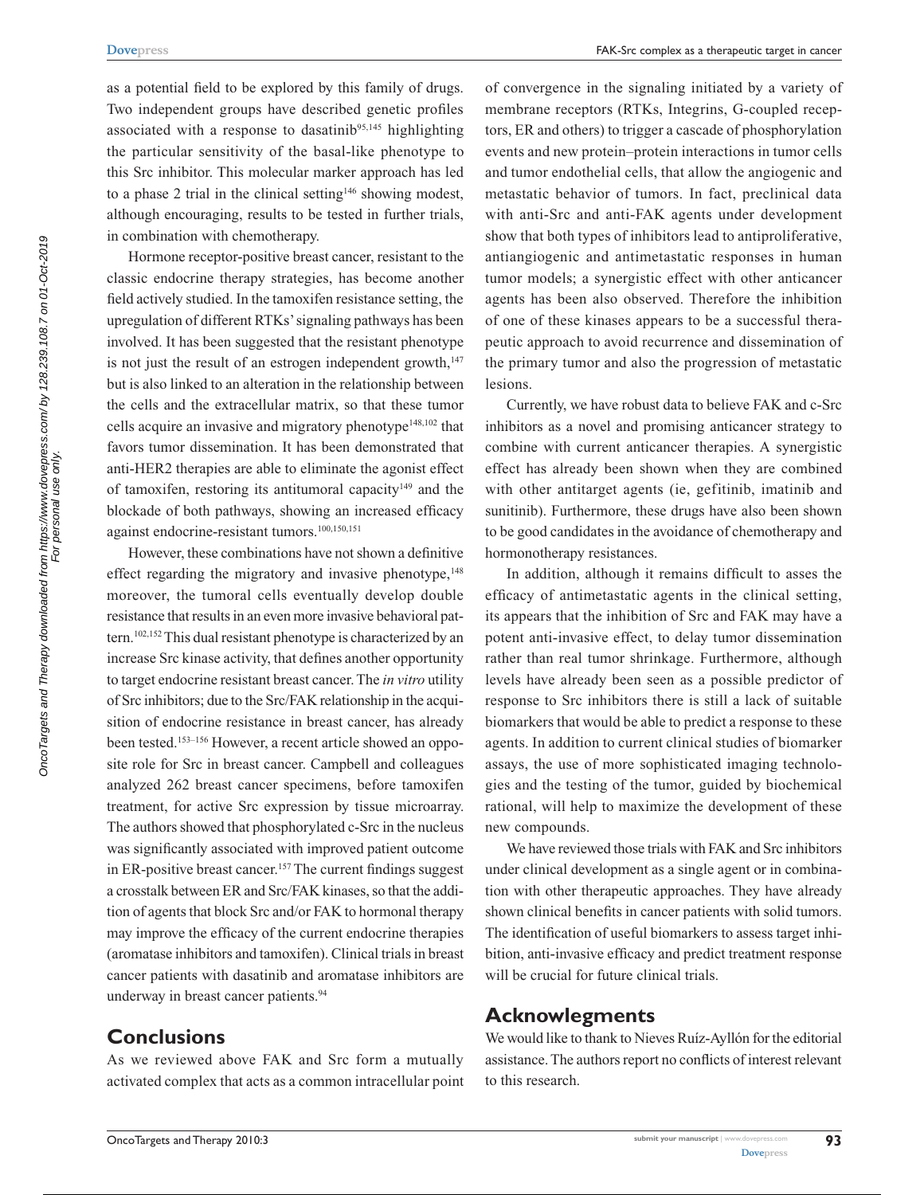as a potential field to be explored by this family of drugs. Two independent groups have described genetic profiles associated with a response to dasatinib[95,145] highlighting the particular sensitivity of the basal-like phenotype to this Src inhibitor. This molecular marker approach has led to a phase 2 trial in the clinical setting[146] showing modest, although encouraging, results to be tested in further trials, in combination with chemotherapy.

Hormone receptor-positive breast cancer, resistant to the classic endocrine therapy strategies, has become another field actively studied. In the tamoxifen resistance setting, the upregulation of different RTKs' signaling pathways has been involved. It has been suggested that the resistant phenotype is not just the result of an estrogen independent growth,[147] but is also linked to an alteration in the relationship between the cells and the extracellular matrix, so that these tumor cells acquire an invasive and migratory phenotype[148,102] that favors tumor dissemination. It has been demonstrated that anti-HER2 therapies are able to eliminate the agonist effect of tamoxifen, restoring its antitumoral capacity[149] and the blockade of both pathways, showing an increased efficacy against endocrine-resistant tumors.[100,150,151]

However, these combinations have not shown a definitive effect regarding the migratory and invasive phenotype,[148] moreover, the tumoral cells eventually develop double resistance that results in an even more invasive behavioral pattern.[102,152] This dual resistant phenotype is characterized by an increase Src kinase activity, that defines another opportunity to target endocrine resistant breast cancer. The *in vitro* utility of Src inhibitors; due to the Src/FAK relationship in the acquisition of endocrine resistance in breast cancer, has already been tested.[153–156] However, a recent article showed an opposite role for Src in breast cancer. Campbell and colleagues analyzed 262 breast cancer specimens, before tamoxifen treatment, for active Src expression by tissue microarray. The authors showed that phosphorylated c-Src in the nucleus was significantly associated with improved patient outcome in ER-positive breast cancer.[157] The current findings suggest a crosstalk between ER and Src/FAK kinases, so that the addition of agents that block Src and/or FAK to hormonal therapy may improve the efficacy of the current endocrine therapies (aromatase inhibitors and tamoxifen). Clinical trials in breast cancer patients with dasatinib and aromatase inhibitors are underway in breast cancer patients.[94]

## Conclusions

As we reviewed above FAK and Src form a mutually activated complex that acts as a common intracellular point of convergence in the signaling initiated by a variety of membrane receptors (RTKs, Integrins, G-coupled receptors, ER and others) to trigger a cascade of phosphorylation events and new protein–protein interactions in tumor cells and tumor endothelial cells, that allow the angiogenic and metastatic behavior of tumors. In fact, preclinical data with anti-Src and anti-FAK agents under development show that both types of inhibitors lead to antiproliferative, antiangiogenic and antimetastatic responses in human tumor models; a synergistic effect with other anticancer agents has been also observed. Therefore the inhibition of one of these kinases appears to be a successful therapeutic approach to avoid recurrence and dissemination of the primary tumor and also the progression of metastatic lesions.

Currently, we have robust data to believe FAK and c-Src inhibitors as a novel and promising anticancer strategy to combine with current anticancer therapies. A synergistic effect has already been shown when they are combined with other antitarget agents (ie, gefitinib, imatinib and sunitinib). Furthermore, these drugs have also been shown to be good candidates in the avoidance of chemotherapy and hormonotherapy resistances.

In addition, although it remains difficult to asses the efficacy of antimetastatic agents in the clinical setting, its appears that the inhibition of Src and FAK may have a potent anti-invasive effect, to delay tumor dissemination rather than real tumor shrinkage. Furthermore, although levels have already been seen as a possible predictor of response to Src inhibitors there is still a lack of suitable biomarkers that would be able to predict a response to these agents. In addition to current clinical studies of biomarker assays, the use of more sophisticated imaging technologies and the testing of the tumor, guided by biochemical rational, will help to maximize the development of these new compounds.

We have reviewed those trials with FAK and Src inhibitors under clinical development as a single agent or in combination with other therapeutic approaches. They have already shown clinical benefits in cancer patients with solid tumors. The identification of useful biomarkers to assess target inhibition, anti-invasive efficacy and predict treatment response will be crucial for future clinical trials.

## Acknowlegments

We would like to thank to Nieves Ruíz-Ayllón for the editorial assistance. The authors report no conflicts of interest relevant to this research.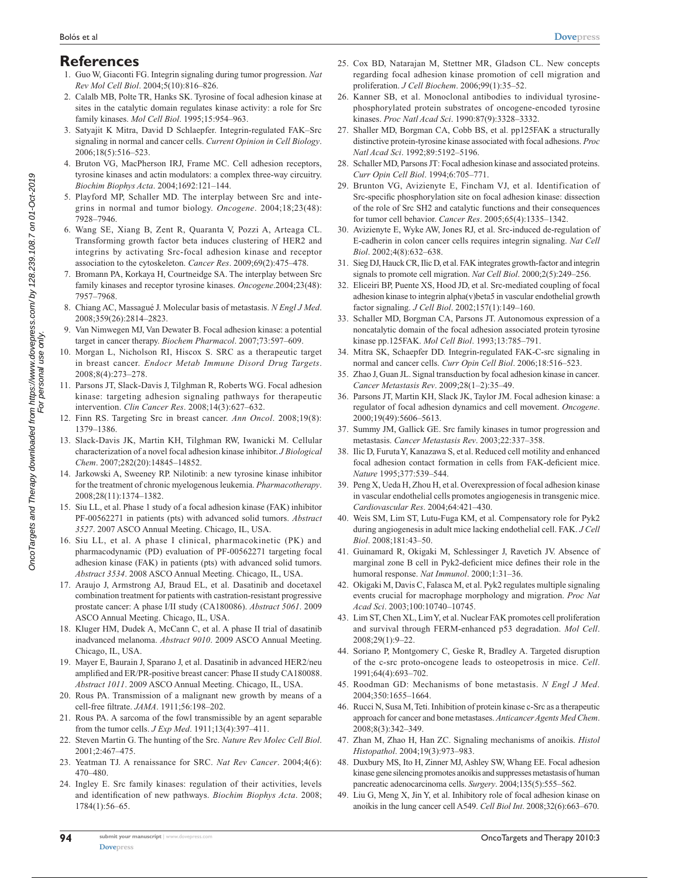## References

1. Guo W, Giaconti FG. Integrin signaling during tumor progression. *Nat Rev Mol Cell Biol*. 2004;5(10):816–826.
2. Calalb MB, Polte TR, Hanks SK. Tyrosine of focal adhesion kinase at sites in the catalytic domain regulates kinase activity: a role for Src family kinases. *Mol Cell Biol*. 1995;15:954–963.
3. Satyajit K Mitra, David D Schlaepfer. Integrin-regulated FAK–Src signaling in normal and cancer cells. *Current Opinion in Cell Biology*. 2006;18(5):516–523.
4. Bruton VG, MacPherson IRJ, Frame MC. Cell adhesion receptors, tyrosine kinases and actin modulators: a complex three-way circuitry. *Biochim Biophys Acta*. 2004;1692:121–144.
5. Playford MP, Schaller MD. The interplay between Src and integrins in normal and tumor biology. *Oncogene*. 2004;18;23(48): 7928–7946.
6. Wang SE, Xiang B, Zent R, Quaranta V, Pozzi A, Arteaga CL. Transforming growth factor beta induces clustering of HER2 and integrins by activating Src-focal adhesion kinase and receptor association to the cytoskeleton. *Cancer Res*. 2009;69(2):475–478.
7. Bromann PA, Korkaya H, Courtneidge SA. The interplay between Src family kinases and receptor tyrosine kinases. *Oncogene*.2004;23(48): 7957–7968.
8. Chiang AC, Massagué J. Molecular basis of metastasis. *N Engl J Med*. 2008;359(26):2814–2823.
9. Van Nimwegen MJ, Van Dewater B. Focal adhesion kinase: a potential target in cancer therapy. *Biochem Pharmacol*. 2007;73:597–609.
10. Morgan L, Nicholson RI, Hiscox S. SRC as a therapeutic target in breast cancer. *Endocr Metab Immune Disord Drug Targets*. 2008;8(4):273–278.
11. Parsons JT, Slack-Davis J, Tilghman R, Roberts WG. Focal adhesion kinase: targeting adhesion signaling pathways for therapeutic intervention. *Clin Cancer Res*. 2008;14(3):627–632.
12. Finn RS. Targeting Src in breast cancer. *Ann Oncol*. 2008;19(8): 1379–1386.
13. Slack-Davis JK, Martin KH, Tilghman RW, Iwanicki M. Cellular characterization of a novel focal adhesion kinase inhibitor. *J Biological Chem*. 2007;282(20):14845–14852.
14. Jarkowski A, Sweeney RP. Nilotinib: a new tyrosine kinase inhibitor for the treatment of chronic myelogenous leukemia. *Pharmacotherapy*. 2008;28(11):1374–1382.
15. Siu LL, et al. Phase 1 study of a focal adhesion kinase (FAK) inhibitor PF-00562271 in patients (pts) with advanced solid tumors. *Abstract 3527*. 2007 ASCO Annual Meeting. Chicago, IL, USA.
16. Siu LL, et al. A phase I clinical, pharmacokinetic (PK) and pharmacodynamic (PD) evaluation of PF-00562271 targeting focal adhesion kinase (FAK) in patients (pts) with advanced solid tumors. *Abstract 3534*. 2008 ASCO Annual Meeting. Chicago, IL, USA.
17. Araujo J, Armstrong AJ, Braud EL, et al. Dasatinib and docetaxel combination treatment for patients with castration-resistant progressive prostate cancer: A phase I/II study (CA180086). *Abstract 5061*. 2009 ASCO Annual Meeting. Chicago, IL, USA.
18. Kluger HM, Dudek A, McCann C, et al. A phase II trial of dasatinib inadvanced melanoma. *Abstract 9010*. 2009 ASCO Annual Meeting. Chicago, IL, USA.
19. Mayer E, Baurain J, Sparano J, et al. Dasatinib in advanced HER2/neu amplified and ER/PR-positive breast cancer: Phase II study CA180088. *Abstract 1011*. 2009 ASCO Annual Meeting. Chicago, IL, USA.
20. Rous PA. Transmission of a malignant new growth by means of a cell-free filtrate. *JAMA*. 1911;56:198–202.
21. Rous PA. A sarcoma of the fowl transmissible by an agent separable from the tumor cells. *J Exp Med*. 1911;13(4):397–411.
22. Steven Martin G. The hunting of the Src. *Nature Rev Molec Cell Biol*. 2001;2:467–475.
23. Yeatman TJ. A renaissance for SRC. *Nat Rev Cancer*. 2004;4(6): 470–480.
24. Ingley E. Src family kinases: regulation of their activities, levels and identification of new pathways. *Biochim Biophys Acta*. 2008; 1784(1):56–65.
25. Cox BD, Natarajan M, Stettner MR, Gladson CL. New concepts regarding focal adhesion kinase promotion of cell migration and proliferation. *J Cell Biochem*. 2006;99(1):35–52.
26. Kanner SB, et al. Monoclonal antibodies to individual tyrosine-phosphorylated protein substrates of oncogene-encoded tyrosine kinases. *Proc Natl Acad Sci*. 1990:87(9):3328–3332.
27. Shaller MD, Borgman CA, Cobb BS, et al. pp125FAK a structurally distinctive protein-tyrosine kinase associated with focal adhesions. *Proc Natl Acad Sci*. 1992;89:5192–5196.
28. Schaller MD, Parsons JT: Focal adhesion kinase and associated proteins. *Curr Opin Cell Biol*. 1994;6:705–771.
29. Brunton VG, Avizienyte E, Fincham VJ, et al. Identification of Src-specific phosphorylation site on focal adhesion kinase: dissection of the role of Src SH2 and catalytic functions and their consequences for tumor cell behavior. *Cancer Res*. 2005;65(4):1335–1342.
30. Avizienyte E, Wyke AW, Jones RJ, et al. Src-induced de-regulation of E-cadherin in colon cancer cells requires integrin signaling. *Nat Cell Biol*. 2002;4(8):632–638.
31. Sieg DJ, Hauck CR, Ilic D, et al. FAK integrates growth-factor and integrin signals to promote cell migration. *Nat Cell Biol*. 2000;2(5):249–256.
32. Eliceiri BP, Puente XS, Hood JD, et al. Src-mediated coupling of focal adhesion kinase to integrin alpha(v)beta5 in vascular endothelial growth factor signaling. *J Cell Biol*. 2002;157(1):149–160.
33. Schaller MD, Borgman CA, Parsons JT. Autonomous expression of a noncatalytic domain of the focal adhesion associated protein tyrosine kinase pp.125FAK. *Mol Cell Biol*. 1993;13:785–791.
34. Mitra SK, Schaepfer DD. Integrin-regulated FAK-C-src signaling in normal and cancer cells. *Curr Opin Cell Biol*. 2006;18:516–523.
35. Zhao J, Guan JL. Signal transduction by focal adhesion kinase in cancer. *Cancer Metastasis Rev*. 2009;28(1–2):35–49.
36. Parsons JT, Martin KH, Slack JK, Taylor JM. Focal adhesion kinase: a regulator of focal adhesion dynamics and cell movement. *Oncogene*. 2000;19(49):5606–5613.
37. Summy JM, Gallick GE. Src family kinases in tumor progression and metastasis. *Cancer Metastasis Rev*. 2003;22:337–358.
38. Ilic D, Furuta Y, Kanazawa S, et al. Reduced cell motility and enhanced focal adhesion contact formation in cells from FAK-deficient mice. *Nature* 1995;377:539–544.
39. Peng X, Ueda H, Zhou H, et al. Overexpression of focal adhesion kinase in vascular endothelial cells promotes angiogenesis in transgenic mice. *Cardiovascular Res*. 2004;64:421–430.
40. Weis SM, Lim ST, Lutu-Fuga KM, et al. Compensatory role for Pyk2 during angiogenesis in adult mice lacking endothelial cell. FAK. *J Cell Biol*. 2008;181:43–50.
41. Guinamard R, Okigaki M, Schlessinger J, Ravetich JV. Absence of marginal zone B cell in Pyk2-deficient mice defines their role in the humoral response. *Nat Immunol*. 2000;1:31–36.
42. Okigaki M, Davis C, Falasca M, et al. Pyk2 regulates multiple signaling events crucial for macrophage morphology and migration. *Proc Nat Acad Sci*. 2003;100:10740–10745.
43. Lim ST, Chen XL, Lim Y, et al. Nuclear FAK promotes cell proliferation and survival through FERM-enhanced p53 degradation. *Mol Cell*. 2008;29(1):9–22.
44. Soriano P, Montgomery C, Geske R, Bradley A. Targeted disruption of the c-src proto-oncogene leads to osteopetrosis in mice. *Cell*. 1991;64(4):693–702.
45. Roodman GD: Mechanisms of bone metastasis. *N Engl J Med*. 2004;350:1655–1664.
46. Rucci N, Susa M, Teti. Inhibition of protein kinase c-Src as a therapeutic approach for cancer and bone metastases. *Anticancer Agents Med Chem*. 2008;8(3):342–349.
47. Zhan M, Zhao H, Han ZC. Signaling mechanisms of anoikis. *Histol Histopathol*. 2004;19(3):973–983.
48. Duxbury MS, Ito H, Zinner MJ, Ashley SW, Whang EE. Focal adhesion kinase gene silencing promotes anoikis and suppresses metastasis of human pancreatic adenocarcinoma cells. *Surgery*. 2004;135(5):555–562.
49. Liu G, Meng X, Jin Y, et al. Inhibitory role of focal adhesion kinase on anoikis in the lung cancer cell A549. *Cell Biol Int*. 2008;32(6):663–670.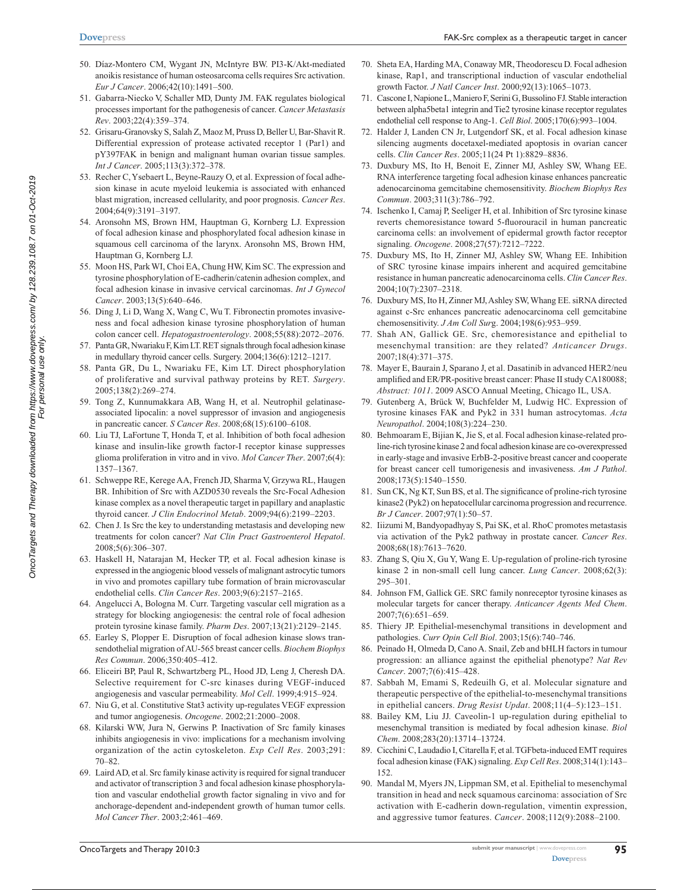50. Díaz-Montero CM, Wygant JN, McIntyre BW. PI3-K/Akt-mediated anoikis resistance of human osteosarcoma cells requires Src activation. *Eur J Cancer*. 2006;42(10):1491–500.
51. Gabarra-Niecko V, Schaller MD, Dunty JM. FAK regulates biological processes important for the pathogenesis of cancer. *Cancer Metastasis Rev*. 2003;22(4):359–374.
52. Grisaru-Granovsky S, Salah Z, Maoz M, Pruss D, Beller U, Bar-Shavit R. Differential expression of protease activated receptor 1 (Par1) and pY397FAK in benign and malignant human ovarian tissue samples. *Int J Cancer*. 2005;113(3):372–378.
53. Recher C, Ysebaert L, Beyne-Rauzy O, et al. Expression of focal adhesion kinase in acute myeloid leukemia is associated with enhanced blast migration, increased cellularity, and poor prognosis. *Cancer Res*. 2004;64(9):3191–3197.
54. Aronsohn MS, Brown HM, Hauptman G, Kornberg LJ. Expression of focal adhesion kinase and phosphorylated focal adhesion kinase in squamous cell carcinoma of the larynx. Aronsohn MS, Brown HM, Hauptman G, Kornberg LJ.
55. Moon HS, Park WI, Choi EA, Chung HW, Kim SC. The expression and tyrosine phosphorylation of E-cadherin/catenin adhesion complex, and focal adhesion kinase in invasive cervical carcinomas. *Int J Gynecol Cancer*. 2003;13(5):640–646.
56. Ding J, Li D, Wang X, Wang C, Wu T. Fibronectin promotes invasiveness and focal adhesion kinase tyrosine phosphorylation of human colon cancer cell. *Hepatogastroenterology*. 2008;55(88):2072–2076.
57. Panta GR, Nwariaku F, Kim LT. RET signals through focal adhesion kinase in medullary thyroid cancer cells. Surgery. 2004;136(6):1212–1217.
58. Panta GR, Du L, Nwariaku FE, Kim LT. Direct phosphorylation of proliferative and survival pathway proteins by RET. *Surgery*. 2005;138(2):269–274.
59. Tong Z, Kunnumakkara AB, Wang H, et al. Neutrophil gelatinase-associated lipocalin: a novel suppressor of invasion and angiogenesis in pancreatic cancer. *S Cancer Res*. 2008;68(15):6100–6108.
60. Liu TJ, LaFortune T, Honda T, et al. Inhibition of both focal adhesion kinase and insulin-like growth factor-I receptor kinase suppresses glioma proliferation in vitro and in vivo. *Mol Cancer Ther*. 2007;6(4):1357–1367.
61. Schweppe RE, Kerege AA, French JD, Sharma V, Grzywa RL, Haugen BR. Inhibition of Src with AZD0530 reveals the Src-Focal Adhesion kinase complex as a novel therapeutic target in papillary and anaplastic thyroid cancer. *J Clin Endocrinol Metab*. 2009;94(6):2199–2203.
62. Chen J. Is Src the key to understanding metastasis and developing new treatments for colon cancer? *Nat Clin Pract Gastroenterol Hepatol*. 2008;5(6):306–307.
63. Haskell H, Natarajan M, Hecker TP, et al. Focal adhesion kinase is expressed in the angiogenic blood vessels of malignant astrocytic tumors in vivo and promotes capillary tube formation of brain microvascular endothelial cells. *Clin Cancer Res*. 2003;9(6):2157–2165.
64. Angelucci A, Bologna M. Curr. Targeting vascular cell migration as a strategy for blocking angiogenesis: the central role of focal adhesion protein tyrosine kinase family. *Pharm Des*. 2007;13(21):2129–2145.
65. Earley S, Plopper E. Disruption of focal adhesion kinase slows transendothelial migration of AU-565 breast cancer cells. *Biochem Biophys Res Commun*. 2006;350:405–412.
66. Eliceiri BP, Paul R, Schwartzberg PL, Hood JD, Leng J, Cheresh DA. Selective requirement for C-src kinases during VEGF-induced angiogenesis and vascular permeability. *Mol Cell*. 1999;4:915–924.
67. Niu G, et al. Constitutive Stat3 activity up-regulates VEGF expression and tumor angiogenesis. *Oncogene*. 2002;21:2000–2008.
68. Kilarski WW, Jura N, Gerwins P. Inactivation of Src family kinases inhibits angiogenesis in vivo: implications for a mechanism involving organization of the actin cytoskeleton. *Exp Cell Res*. 2003;291:70–82.
69. Laird AD, et al. Src family kinase activity is required for signal tranducer and activator of transcription 3 and focal adhesion kinase phosphorylation and vascular endothelial growth factor signaling in vivo and for anchorage-dependent and-independent growth of human tumor cells. *Mol Cancer Ther*. 2003;2:461–469.
70. Sheta EA, Harding MA, Conaway MR, Theodorescu D. Focal adhesion kinase, Rap1, and transcriptional induction of vascular endothelial growth Factor. *J Natl Cancer Inst*. 2000;92(13):1065–1073.
71. Cascone I, Napione L, Maniero F, Serini G, Bussolino FJ. Stable interaction between alpha5beta1 integrin and Tie2 tyrosine kinase receptor regulates endothelial cell response to Ang-1. *Cell Biol*. 2005;170(6):993–1004.
72. Halder J, Landen CN Jr, Lutgendorf SK, et al. Focal adhesion kinase silencing augments docetaxel-mediated apoptosis in ovarian cancer cells. *Clin Cancer Res*. 2005;11(24 Pt 1):8829–8836.
73. Duxbury MS, Ito H, Benoit E, Zinner MJ, Ashley SW, Whang EE. RNA interference targeting focal adhesion kinase enhances pancreatic adenocarcinoma gemcitabine chemosensitivity. *Biochem Biophys Res Commun*. 2003;311(3):786–792.
74. Ischenko I, Camaj P, Seeliger H, et al. Inhibition of Src tyrosine kinase reverts chemoresistance toward 5-fluorouracil in human pancreatic carcinoma cells: an involvement of epidermal growth factor receptor signaling. *Oncogene*. 2008;27(57):7212–7222.
75. Duxbury MS, Ito H, Zinner MJ, Ashley SW, Whang EE. Inhibition of SRC tyrosine kinase impairs inherent and acquired gemcitabine resistance in human pancreatic adenocarcinoma cells. *Clin Cancer Res*. 2004;10(7):2307–2318.
76. Duxbury MS, Ito H, Zinner MJ, Ashley SW, Whang EE. siRNA directed against c-Src enhances pancreatic adenocarcinoma cell gemcitabine chemosensitivity. *J Am Coll Surg*. 2004;198(6):953–959.
77. Shah AN, Gallick GE. Src, chemoresistance and epithelial to mesenchymal transition: are they related? *Anticancer Drugs*. 2007;18(4):371–375.
78. Mayer E, Baurain J, Sparano J, et al. Dasatinib in advanced HER2/neu amplified and ER/PR-positive breast cancer: Phase II study CA180088; *Abstract: 1011*. 2009 ASCO Annual Meeting, Chicago IL, USA.
79. Gutenberg A, Brück W, Buchfelder M, Ludwig HC. Expression of tyrosine kinases FAK and Pyk2 in 331 human astrocytomas. *Acta Neuropathol*. 2004;108(3):224–230.
80. Behmoaram E, Bijian K, Jie S, et al. Focal adhesion kinase-related proline-rich tyrosine kinase 2 and focal adhesion kinase are co-overexpressed in early-stage and invasive ErbB-2-positive breast cancer and cooperate for breast cancer cell tumorigenesis and invasiveness. *Am J Pathol*. 2008;173(5):1540–1550.
81. Sun CK, Ng KT, Sun BS, et al. The significance of proline-rich tyrosine kinase2 (Pyk2) on hepatocellular carcinoma progression and recurrence. *Br J Cancer*. 2007;97(1):50–57.
82. Iiizumi M, Bandyopadhyay S, Pai SK, et al. RhoC promotes metastasis via activation of the Pyk2 pathway in prostate cancer. *Cancer Res*. 2008;68(18):7613–7620.
83. Zhang S, Qiu X, Gu Y, Wang E. Up-regulation of proline-rich tyrosine kinase 2 in non-small cell lung cancer. *Lung Cancer*. 2008;62(3):295–301.
84. Johnson FM, Gallick GE. SRC family nonreceptor tyrosine kinases as molecular targets for cancer therapy. *Anticancer Agents Med Chem*. 2007;7(6):651–659.
85. Thiery JP. Epithelial-mesenchymal transitions in development and pathologies. *Curr Opin Cell Biol*. 2003;15(6):740–746.
86. Peinado H, Olmeda D, Cano A. Snail, Zeb and bHLH factors in tumour progression: an alliance against the epithelial phenotype? *Nat Rev Cancer*. 2007;7(6):415–428.
87. Sabbah M, Emami S, Redeuilh G, et al. Molecular signature and therapeutic perspective of the epithelial-to-mesenchymal transitions in epithelial cancers. *Drug Resist Updat*. 2008;11(4–5):123–151.
88. Bailey KM, Liu JJ. Caveolin-1 up-regulation during epithelial to mesenchymal transition is mediated by focal adhesion kinase. *Biol Chem*. 2008;283(20):13714–13724.
89. Cicchini C, Laudadio I, Citarella F, et al. TGFbeta-induced EMT requires focal adhesion kinase (FAK) signaling. *Exp Cell Res*. 2008;314(1):143–152.
90. Mandal M, Myers JN, Lippman SM, et al. Epithelial to mesenchymal transition in head and neck squamous carcinoma: association of Src activation with E-cadherin down-regulation, vimentin expression, and aggressive tumor features. *Cancer*. 2008;112(9):2088–2100.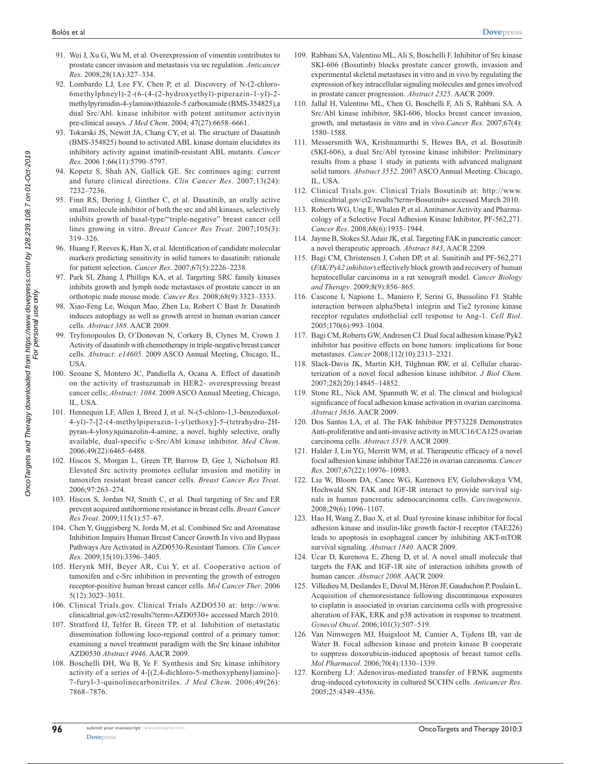91. Wei J, Xu G, Wu M, et al. Overexpression of vimentin contributes to prostate cancer invasion and metastasis via src regulation. *Anticancer Res*. 2008;28(1A):327–334.
92. Lombardo LJ, Lee FY, Chen P, et al. Discovery of N-(2-chloro-6methylphneyl)-2-(6-(4-(2-hydroxyethyl)-piperazin-1-yl)-2-methylpyrimidin-4-ylamino)thiazole-5 carboxamide (BMS-354825),a dual Src/Abl. kinase inhibitor with potent antitumor activityin pre-clinical assays. *J Med Chem*. 2004; 47(27):6658–6661.
93. Tokarski JS, Newitt JA, Chang CY, et al. The structure of Dasatinib (BMS-354825) bound to activated ABL kinase domain elucidates its inhibitory activity against imatinib-resistant ABL mutants. *Cancer Res*. 2006 1;66(11):5790–5797.
94. Kopetz S, Shah AN, Gallick GE. Src continues aging: current and future clinical directions. *Clin Cancer Res*. 2007;13(24): 7232–7236.
95. Finn RS, Dering J, Ginther C, et al. Dasatinib, an orally active small molecule inhibitor of both the src and abl kinases, selectively inhibits growth of basal-type/"triple-negative" breast cancer cell lines growing in vitro. *Breast Cancer Res Treat*. 2007;105(3): 319–326.
96. Huang F, Reeves K, Han X, et al. Identification of candidate molecular markers predicting sensitivity in solid tumors to dasatinib: rationale for patient selection. *Cancer Res*. 2007;67(5):2226–2238.
97. Park SI, Zhang J, Phillips KA, et al. Targeting SRC family kinases inhibits growth and lymph node metastases of prostate cancer in an orthotopic nude mouse mode. *Cancer Res*. 2008;68(9):3323–3333.
98. Xiao-Feng Le, Weiqun Mao, Zhen Lu, Robert C Bast Jr. Dasatinib induces autophagy as well as growth arrest in human ovarian cancer cells. *Abstract 388*. AACR 2009.
99. Tryfonopoulos D, O'Donovan N, Corkery B, Clynes M, Crown J. Activity of dasatinib with chemotherapy in triple-negative breast cancer cells. *Abstract: e14605*. 2009 ASCO Annual Meeting, Chicago, IL, USA.
100. Seoane S, Montero JC, Pandiella A, Ocana A. Effect of dasatinib on the activity of trastuzumab in HER2- overexpressing breast cancer cells; *Abstract: 1084*. 2009 ASCO Annual Meeting, Chicago, IL, USA.
101. Hennequin LF, Allen J, Breed J, et al. N-(5-chloro-1,3-benzodioxol-4-yl)-7-[2-(4-methylpiperazin-1-yl)ethoxy]-5-(tetrahydro-2H-pyran-4-yloxy)quinazolin-4-amine, a novel, highly selective, orally available, dual-specific c-Src/Abl kinase inhibitor. *Med Chem*. 2006;49(22):6465–6488.
102. Hiscox S, Morgan L, Green TP, Barrow D, Gee J, Nicholson RI. Elevated Src activity promotes cellular invasion and motility in tamoxifen resistant breast cancer cells. *Breast Cancer Res Treat*. 2006;97:263–274.
103. Hiscox S, Jordan NJ, Smith C, et al. Dual targeting of Src and ER prevent acquired antihormone resistance in breast cells. *Breast Cancer Res Treat*. 2009;115(1):57–67.
104. Chen Y, Guggisberg N, Jorda M, et al. Combined Src and Aromatase Inhibition Impairs Human Breast Cancer Growth In vivo and Bypass Pathways Are Activated in AZD0530-Resistant Tumors. *Clin Cancer Res*. 2009;15(10):3396–3405.
105. Herynk MH, Beyer AR, Cui Y, et al. Cooperative action of tamoxifen and c-Src inhibition in preventing the growth of estrogen receptor-positive human breast cancer cells. *Mol Cancer Ther*. 2006 5(12):3023–3031.
106. Clinical Trials.gov. Clinical Trials AZDO530 at: http://www.clinicaltrial.gov/ct2/results?term=AZD0530+ accessed March 2010.
107. Stratford IJ, Telfer B, Green TP, et al. Inhibition of metastatic dissemination following loco-regional control of a primary tumor: examining a novel treatment paradigm with the Src kinase inhibitor AZD0530 *Abstract 4946*. AACR 2009.
108. Boschelli DH, Wu B, Ye F. Synthesis and Src kinase inhibitory activity of a series of 4-[(2,4-dichloro-5-methoxyphenyl)amino]-7-furyl-3-quinolinecarbonitriles. *J Med Chem*. 2006;49(26): 7868–7876.
109. Rabbani SA, Valentino ML, Ali S, Boschelli F. Inhibitor of Src kinase SKI-606 (Bosutinb) blocks prostate cancer growth, invasion and experimental skeletal metastases in vitro and in vivo by regulating the expression of key intracellular signaling molecules and genes involved in prostate cancer progression. *Abstract 2325*. AACR 2009.
110. Jallal H, Valentino ML, Chen G, Boschelli F, Ali S, Rabbani SA. A Src/Abl kinase inhibitor, SKI-606, blocks breast cancer invasion, growth, and metastasis in vitro and in vivo.*Cancer Res*. 2007;67(4): 1580–1588.
111. Messersmith WA, Krishnamurthi S, Hewes BA, et al. Bosutinib (SKI-606), a dual Src/Abl tyrosine kinase inhibitor: Preliminary results from a phase 1 study in patients with advanced malignant solid tumors. *Abstract 3552*. 2007 ASCO Annual Meeting. Chicago, IL, USA.
112. Clinical Trials.gov. Clinical Trials Bosutinib at: http://www.clinicaltrial.gov/ct2/results?term=Bosutinib+ accessed March 2010.
113. Roberts WG, Ung E, Whalen P, et al. Antitumor Activity and Pharmacology of a Selective Focal Adhesion Kinase Inhibitor, PF-562,271. *Cancer Res*. 2008;68(6):1935–1944.
114. Jayme B, Stokes SJ, Adair JK, et al. Targeting FAK in pancreatic cancer: a novel therapeutic approach. *Abstract 843*, AACR 2209.
115. Bagi CM, Christensen J, Cohen DP, et al. Sunitinib and PF-562,271 (*FAK/Pyk2 inhibitor*) effectively block growth and recovery of human hepatocellular carcinoma in a rat xenograft model. *Cancer Biology and Therapy*. 2009;8(9):856–865.
116. Cascone I, Napione L, Maniero F, Serini G, Bussolino FJ. Stable interaction between alpha5beta1 integrin and Tie2 tyrosine kinase receptor regulates endothelial cell response to Ang-1. *Cell Biol*. 2005;170(6):993–1004.
117. Bagi CM, Roberts GW, Andresen CJ. Dual focal adhesion kinase/Pyk2 inhibitor has positive effects on bone tumors: implications for bone metastases. *Cancer* 2008;112(10):2313–2321.
118. Slack-Davis JK, Martin KH, Tilghman RW, et al. Cellular characterization of a novel focal adhesion kinase inhibitor. *J Biol Chem*. 2007;282(20):14845–14852.
119. Stone RL, Nick AM, Spannuth W, et al. The clinical and biological significance of focal adhesion kinase activation in ovarian carcinoma. *Abstract 3636*. AACR 2009.
120. Dos Santos LA, et al. The FAK Inhibitor PF573228 Demonstrates Anti-proliferative and anti-invasive activity in MUC16/CA125 ovarian carcinoma cells. *Abstract 3519*. AACR 2009.
121. Halder J, Lin YG, Merritt WM, et al. Therapeutic efficacy of a novel focal adhesion kinase inhibitor TAE226 in ovarian carcinoma. *Cancer Res*. 2007;67(22):10976–10983.
122. Liu W, Bloom DA, Cance WG, Kurenova EV, Golubovskaya VM, Hochwald SN. FAK and IGF-IR interact to provide survival signals in human pancreatic adenocarcinoma cells. *Carcinogenesis*. 2008;29(6):1096–1107.
123. Hao H, Wang Z, Bao X, et al. Dual tyrosine kinase inhibitor for focal adhesion kinase and insulin-like growth factor-I receptor (TAE226) leads to apoptosis in esophageal cancer by inhibiting AKT-mTOR survival signaling. *Abstract 1840*. AACR 2009.
124. Ucar D, Kurenova E, Zheng D, et al. A novel small molecule that targets the FAK and IGF-1R site of interaction inhibits growth of human cancer. *Abstract 2008*. AACR 2009.
125. Villedieu M, Deslandes E, Duval M, Héron JF, Gauduchon P, Poulain L. Acquisition of chemoresistance following discontinuous exposures to cisplatin is associated in ovarian carcinoma cells with progressive alteration of FAK, ERK and p38 activation in response to treatment. *Gynecol Oncol*. 2006;101(3):507–519.
126. Van Nimwegen MJ, Huigsloot M, Camier A, Tijdens IB, van de Water B. Focal adhesion kinase and protein kinase B cooperate to suppress doxorubicin-induced apoptosis of breast tumor cells. *Mol Pharmacol*. 2006;70(4):1330–1339.
127. Kornberg LJ: Adenovirus-mediated transfer of FRNK augments drug-induced cytotoxicity in cultured SCCHN cells. *Anticancer Res*. 2005;25:4349–4356.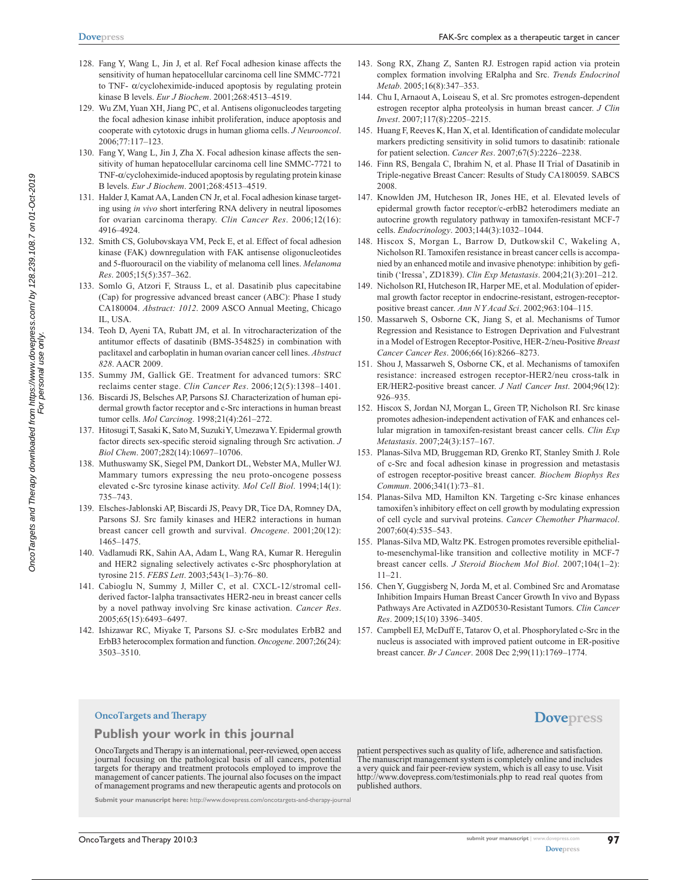128. Fang Y, Wang L, Jin J, et al. Ref Focal adhesion kinase affects the sensitivity of human hepatocellular carcinoma cell line SMMC-7721 to TNF- α/cycloheximide-induced apoptosis by regulating protein kinase B levels. *Eur J Biochem*. 2001;268:4513–4519.
129. Wu ZM, Yuan XH, Jiang PC, et al. Antisens oligonucleodes targeting the focal adhesion kinase inhibit proliferation, induce apoptosis and cooperate with cytotoxic drugs in human glioma cells. *J Neurooncol*. 2006;77:117–123.
130. Fang Y, Wang L, Jin J, Zha X. Focal adhesion kinase affects the sensitivity of human hepatocellular carcinoma cell line SMMC-7721 to TNF-α/cycloheximide-induced apoptosis by regulating protein kinase B levels. *Eur J Biochem*. 2001;268:4513–4519.
131. Halder J, Kamat AA, Landen CN Jr, et al. Focal adhesion kinase targeting using *in vivo* short interfering RNA delivery in neutral liposomes for ovarian carcinoma therapy. *Clin Cancer Res*. 2006;12(16):4916–4924.
132. Smith CS, Golubovskaya VM, Peck E, et al. Effect of focal adhesion kinase (FAK) downregulation with FAK antisense oligonucleotides and 5-fluorouracil on the viability of melanoma cell lines. *Melanoma Res*. 2005;15(5):357–362.
133. Somlo G, Atzori F, Strauss L, et al. Dasatinib plus capecitabine (Cap) for progressive advanced breast cancer (ABC): Phase I study CA180004. *Abstract: 1012*. 2009 ASCO Annual Meeting, Chicago IL, USA.
134. Teoh D, Ayeni TA, Rubatt JM, et al. In vitrocharacterization of the antitumor effects of dasatinib (BMS-354825) in combination with paclitaxel and carboplatin in human ovarian cancer cell lines. *Abstract 828*. AACR 2009.
135. Summy JM, Gallick GE. Treatment for advanced tumors: SRC reclaims center stage. *Clin Cancer Res*. 2006;12(5):1398–1401.
136. Biscardi JS, Belsches AP, Parsons SJ. Characterization of human epidermal growth factor receptor and c-Src interactions in human breast tumor cells. *Mol Carcinog*. 1998;21(4):261–272.
137. Hitosugi T, Sasaki K, Sato M, Suzuki Y, Umezawa Y. Epidermal growth factor directs sex-specific steroid signaling through Src activation. *J Biol Chem*. 2007;282(14):10697–10706.
138. Muthuswamy SK, Siegel PM, Dankort DL, Webster MA, Muller WJ. Mammary tumors expressing the neu proto-oncogene possess elevated c-Src tyrosine kinase activity. *Mol Cell Biol*. 1994;14(1):735–743.
139. Elsches-Jablonski AP, Biscardi JS, Peavy DR, Tice DA, Romney DA, Parsons SJ. Src family kinases and HER2 interactions in human breast cancer cell growth and survival. *Oncogene*. 2001;20(12):1465–1475.
140. Vadlamudi RK, Sahin AA, Adam L, Wang RA, Kumar R. Heregulin and HER2 signaling selectively activates c-Src phosphorylation at tyrosine 215. *FEBS Lett*. 2003;543(1–3):76–80.
141. Cabioglu N, Summy J, Miller C, et al. CXCL-12/stromal cell-derived factor-1alpha transactivates HER2-neu in breast cancer cells by a novel pathway involving Src kinase activation. *Cancer Res*. 2005;65(15):6493–6497.
142. Ishizawar RC, Miyake T, Parsons SJ. c-Src modulates ErbB2 and ErbB3 heterocomplex formation and function. *Oncogene*. 2007;26(24):3503–3510.
143. Song RX, Zhang Z, Santen RJ. Estrogen rapid action via protein complex formation involving ERalpha and Src. *Trends Endocrinol Metab*. 2005;16(8):347–353.
144. Chu I, Arnaout A, Loiseau S, et al. Src promotes estrogen-dependent estrogen receptor alpha proteolysis in human breast cancer. *J Clin Invest*. 2007;117(8):2205–2215.
145. Huang F, Reeves K, Han X, et al. Identification of candidate molecular markers predicting sensitivity in solid tumors to dasatinib: rationale for patient selection. *Cancer Res*. 2007;67(5):2226–2238.
146. Finn RS, Bengala C, Ibrahim N, et al. Phase II Trial of Dasatinib in Triple-negative Breast Cancer: Results of Study CA180059. SABCS 2008.
147. Knowlden JM, Hutcheson IR, Jones HE, et al. Elevated levels of epidermal growth factor receptor/c-erbB2 heterodimers mediate an autocrine growth regulatory pathway in tamoxifen-resistant MCF-7 cells. *Endocrinology*. 2003;144(3):1032–1044.
148. Hiscox S, Morgan L, Barrow D, Dutkowskil C, Wakeling A, Nicholson RI. Tamoxifen resistance in breast cancer cells is accompanied by an enhanced motile and invasive phenotype: inhibition by gefitinib ('Iressa', ZD1839). *Clin Exp Metastasis*. 2004;21(3):201–212.
149. Nicholson RI, Hutcheson IR, Harper ME, et al. Modulation of epidermal growth factor receptor in endocrine-resistant, estrogen-receptor-positive breast cancer. *Ann N Y Acad Sci*. 2002;963:104–115.
150. Massarweh S, Osborne CK, Jiang S, et al. Mechanisms of Tumor Regression and Resistance to Estrogen Deprivation and Fulvestrant in a Model of Estrogen Receptor-Positive, HER-2/neu-Positive *Breast Cancer Cancer Res*. 2006;66(16):8266–8273.
151. Shou J, Massarweh S, Osborne CK, et al. Mechanisms of tamoxifen resistance: increased estrogen receptor-HER2/neu cross-talk in ER/HER2-positive breast cancer. *J Natl Cancer Inst*. 2004;96(12):926–935.
152. Hiscox S, Jordan NJ, Morgan L, Green TP, Nicholson RI. Src kinase promotes adhesion-independent activation of FAK and enhances cellular migration in tamoxifen-resistant breast cancer cells. *Clin Exp Metastasis*. 2007;24(3):157–167.
153. Planas-Silva MD, Bruggeman RD, Grenko RT, Stanley Smith J. Role of c-Src and focal adhesion kinase in progression and metastasis of estrogen receptor-positive breast cancer. *Biochem Biophys Res Commun*. 2006;341(1):73–81.
154. Planas-Silva MD, Hamilton KN. Targeting c-Src kinase enhances tamoxifen's inhibitory effect on cell growth by modulating expression of cell cycle and survival proteins. *Cancer Chemother Pharmacol*. 2007;60(4):535–543.
155. Planas-Silva MD, Waltz PK. Estrogen promotes reversible epithelial-to-mesenchymal-like transition and collective motility in MCF-7 breast cancer cells. *J Steroid Biochem Mol Biol*. 2007;104(1–2):11–21.
156. Chen Y, Guggisberg N, Jorda M, et al. Combined Src and Aromatase Inhibition Impairs Human Breast Cancer Growth In vivo and Bypass Pathways Are Activated in AZD0530-Resistant Tumors. *Clin Cancer Res*. 2009;15(10) 3396–3405.
157. Campbell EJ, McDuff E, Tatarov O, et al. Phosphorylated c-Src in the nucleus is associated with improved patient outcome in ER-positive breast cancer. *Br J Cancer*. 2008 Dec 2;99(11):1769–1774.

**OncoTargets and Therapy**

**Dovepress**

## Publish your work in this journal

OncoTargets and Therapy is an international, peer-reviewed, open access journal focusing on the pathological basis of all cancers, potential targets for therapy and treatment protocols employed to improve the management of cancer patients. The journal also focuses on the impact of management programs and new therapeutic agents and protocols on patient perspectives such as quality of life, adherence and satisfaction. The manuscript management system is completely online and includes a very quick and fair peer-review system, which is all easy to use. Visit http://www.dovepress.com/testimonials.php to read real quotes from published authors.

**Submit your manuscript here:** http://www.dovepress.com/oncotargets-and-therapy-journal